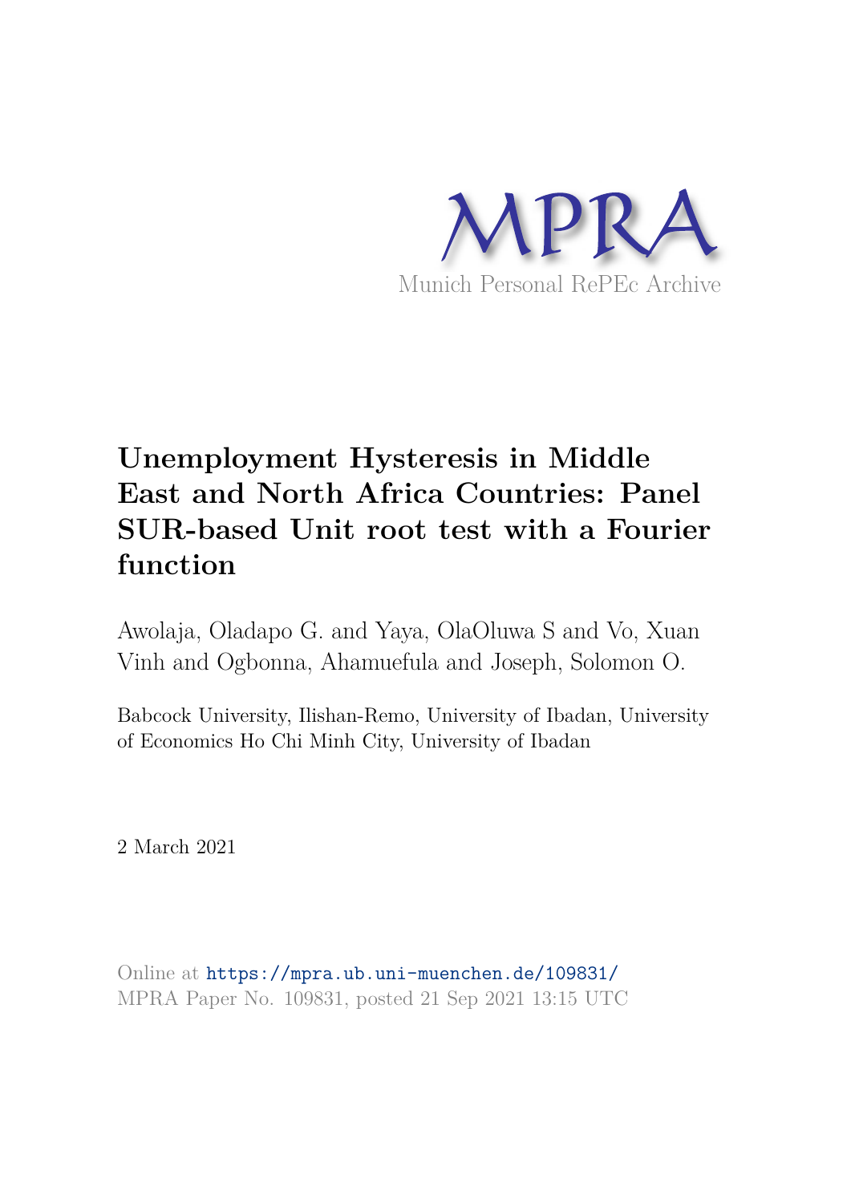MPRA

Munich Personal RePEc Archive

# Unemployment Hysteresis in Middle East and North Africa Countries: Panel SUR-based Unit root test with a Fourier function

Awolaja, Oladapo G. and Yaya, OlaOluwa S and Vo, Xuan Vinh and Ogbonna, Ahamuefula and Joseph, Solomon O.

Babcock University, Ilishan-Remo, University of Ibadan, University of Economics Ho Chi Minh City, University of Ibadan

2 March 2021

Online at https://mpra.ub.uni-muenchen.de/109831/
MPRA Paper No. 109831, posted 21 Sep 2021 13:15 UTC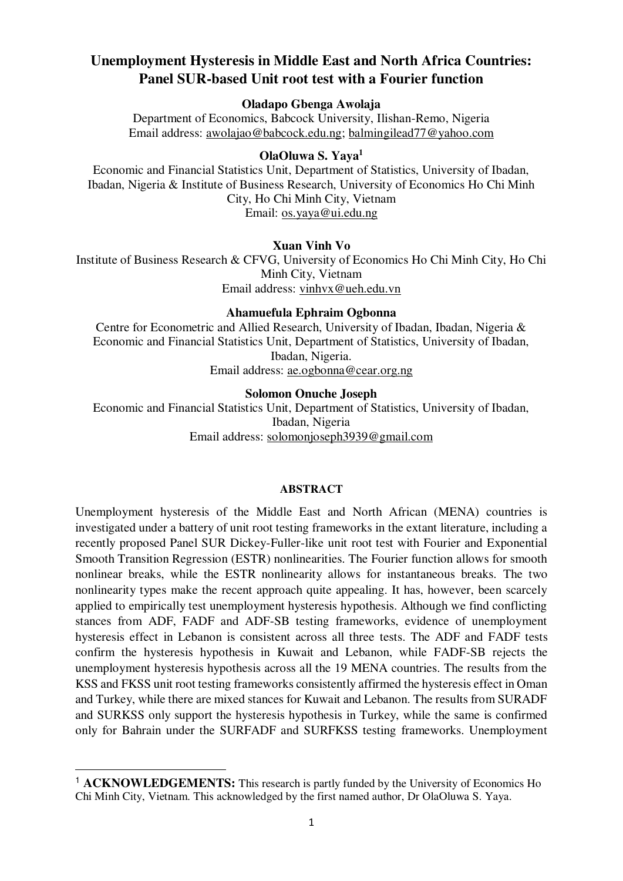# Unemployment Hysteresis in Middle East and North Africa Countries: Panel SUR-based Unit root test with a Fourier function

**Oladapo Gbenga Awolaja**
Department of Economics, Babcock University, Ilishan-Remo, Nigeria
Email address: awolajao@babcock.edu.ng; balmingilead77@yahoo.com

**OlaOluwa S. Yaya**[1]
Economic and Financial Statistics Unit, Department of Statistics, University of Ibadan, Ibadan, Nigeria & Institute of Business Research, University of Economics Ho Chi Minh City, Ho Chi Minh City, Vietnam
Email: os.yaya@ui.edu.ng

**Xuan Vinh Vo**
Institute of Business Research & CFVG, University of Economics Ho Chi Minh City, Ho Chi Minh City, Vietnam
Email address: vinhvx@ueh.edu.vn

**Ahamuefula Ephraim Ogbonna**
Centre for Econometric and Allied Research, University of Ibadan, Ibadan, Nigeria & Economic and Financial Statistics Unit, Department of Statistics, University of Ibadan, Ibadan, Nigeria.
Email address: ae.ogbonna@cear.org.ng

**Solomon Onuche Joseph**
Economic and Financial Statistics Unit, Department of Statistics, University of Ibadan, Ibadan, Nigeria
Email address: solomonjoseph3939@gmail.com

## ABSTRACT

Unemployment hysteresis of the Middle East and North African (MENA) countries is investigated under a battery of unit root testing frameworks in the extant literature, including a recently proposed Panel SUR Dickey-Fuller-like unit root test with Fourier and Exponential Smooth Transition Regression (ESTR) nonlinearities. The Fourier function allows for smooth nonlinear breaks, while the ESTR nonlinearity allows for instantaneous breaks. The two nonlinearity types make the recent approach quite appealing. It has, however, been scarcely applied to empirically test unemployment hysteresis hypothesis. Although we find conflicting stances from ADF, FADF and ADF-SB testing frameworks, evidence of unemployment hysteresis effect in Lebanon is consistent across all three tests. The ADF and FADF tests confirm the hysteresis hypothesis in Kuwait and Lebanon, while FADF-SB rejects the unemployment hysteresis hypothesis across all the 19 MENA countries. The results from the KSS and FKSS unit root testing frameworks consistently affirmed the hysteresis effect in Oman and Turkey, while there are mixed stances for Kuwait and Lebanon. The results from SURADF and SURKSS only support the hysteresis hypothesis in Turkey, while the same is confirmed only for Bahrain under the SURFADF and SURFKSS testing frameworks. Unemployment

---

[1] **ACKNOWLEDGEMENTS:** This research is partly funded by the University of Economics Ho Chi Minh City, Vietnam. This acknowledged by the first named author, Dr OlaOluwa S. Yaya.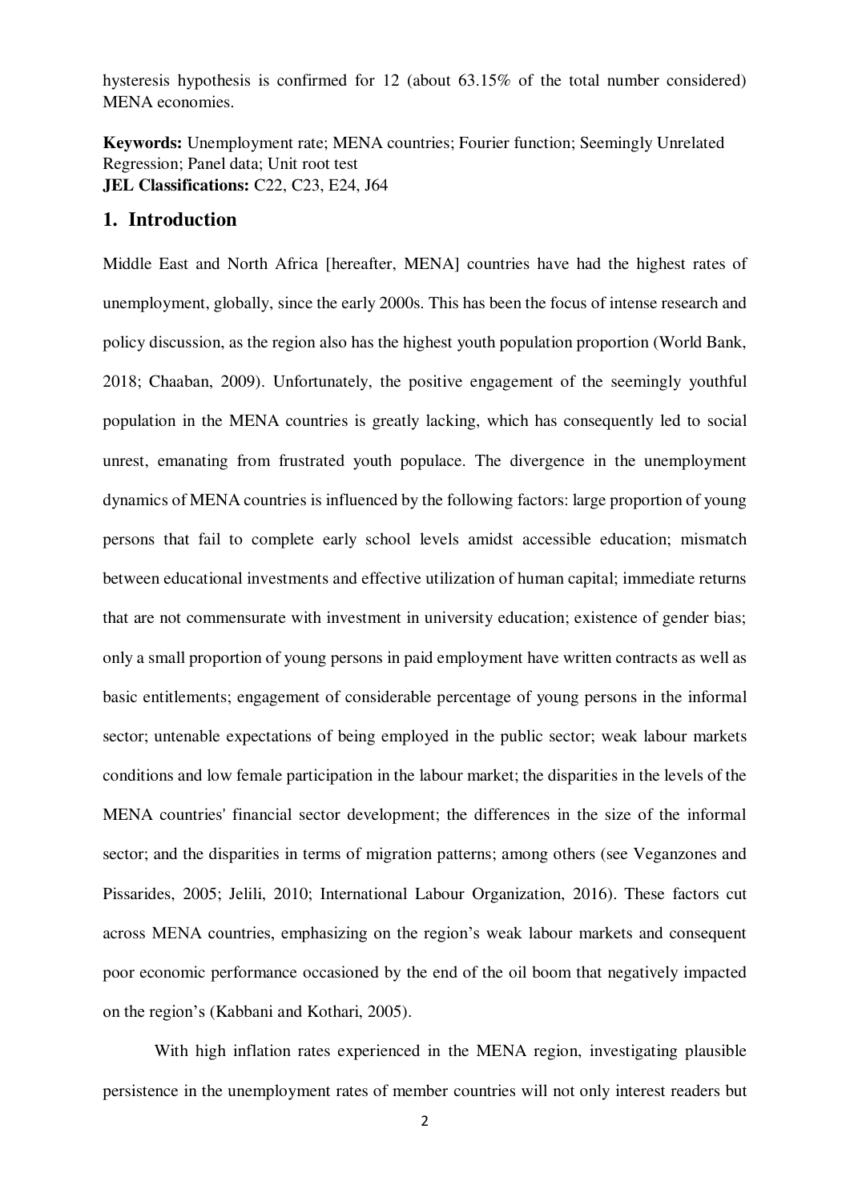hysteresis hypothesis is confirmed for 12 (about 63.15% of the total number considered) MENA economies.

**Keywords:** Unemployment rate; MENA countries; Fourier function; Seemingly Unrelated Regression; Panel data; Unit root test
**JEL Classifications:** C22, C23, E24, J64

## 1. Introduction

Middle East and North Africa [hereafter, MENA] countries have had the highest rates of unemployment, globally, since the early 2000s. This has been the focus of intense research and policy discussion, as the region also has the highest youth population proportion (World Bank, 2018; Chaaban, 2009). Unfortunately, the positive engagement of the seemingly youthful population in the MENA countries is greatly lacking, which has consequently led to social unrest, emanating from frustrated youth populace. The divergence in the unemployment dynamics of MENA countries is influenced by the following factors: large proportion of young persons that fail to complete early school levels amidst accessible education; mismatch between educational investments and effective utilization of human capital; immediate returns that are not commensurate with investment in university education; existence of gender bias; only a small proportion of young persons in paid employment have written contracts as well as basic entitlements; engagement of considerable percentage of young persons in the informal sector; untenable expectations of being employed in the public sector; weak labour markets conditions and low female participation in the labour market; the disparities in the levels of the MENA countries' financial sector development; the differences in the size of the informal sector; and the disparities in terms of migration patterns; among others (see Veganzones and Pissarides, 2005; Jelili, 2010; International Labour Organization, 2016). These factors cut across MENA countries, emphasizing on the region's weak labour markets and consequent poor economic performance occasioned by the end of the oil boom that negatively impacted on the region's (Kabbani and Kothari, 2005).

With high inflation rates experienced in the MENA region, investigating plausible persistence in the unemployment rates of member countries will not only interest readers but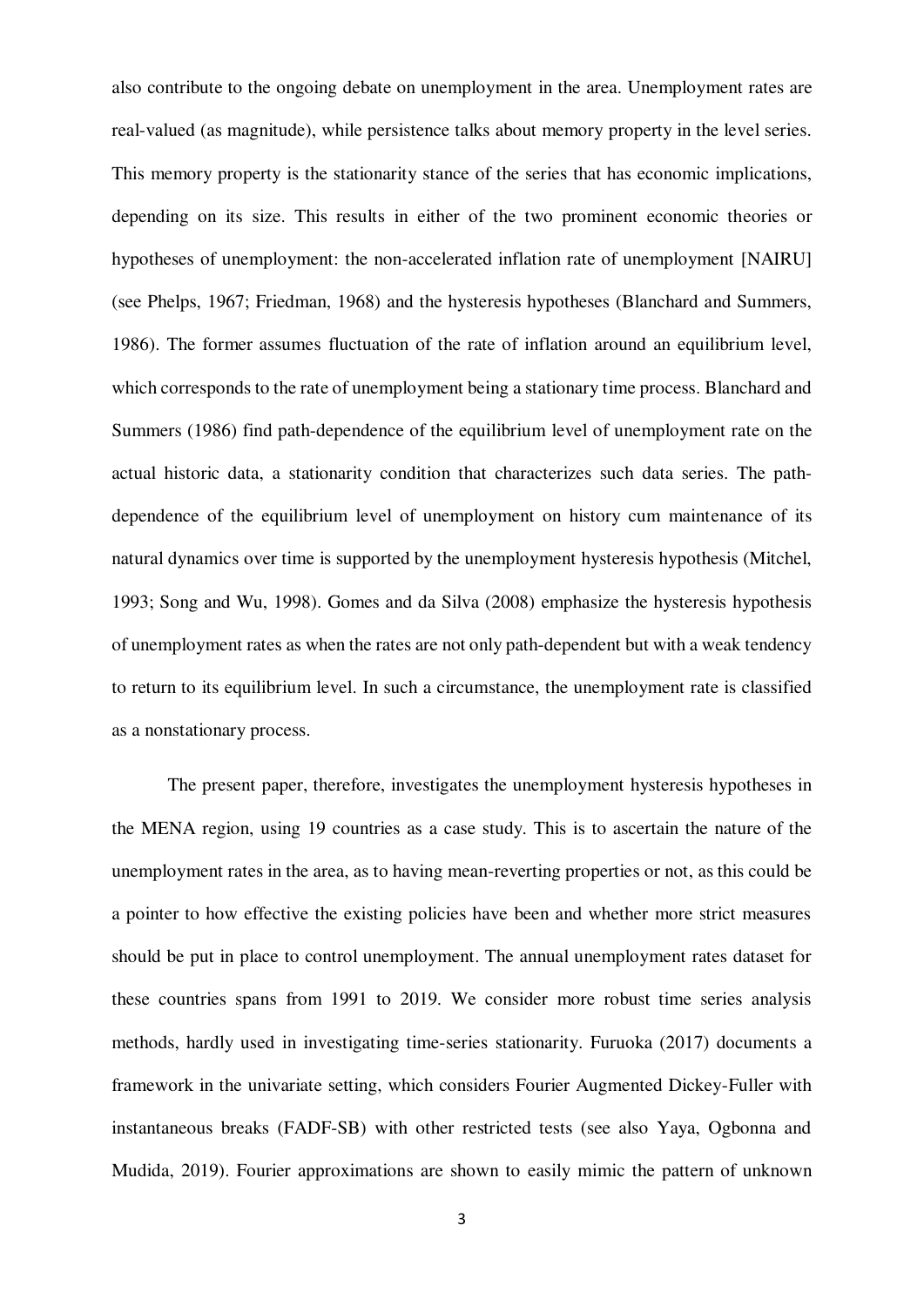also contribute to the ongoing debate on unemployment in the area. Unemployment rates are real-valued (as magnitude), while persistence talks about memory property in the level series. This memory property is the stationarity stance of the series that has economic implications, depending on its size. This results in either of the two prominent economic theories or hypotheses of unemployment: the non-accelerated inflation rate of unemployment [NAIRU] (see Phelps, 1967; Friedman, 1968) and the hysteresis hypotheses (Blanchard and Summers, 1986). The former assumes fluctuation of the rate of inflation around an equilibrium level, which corresponds to the rate of unemployment being a stationary time process. Blanchard and Summers (1986) find path-dependence of the equilibrium level of unemployment rate on the actual historic data, a stationarity condition that characterizes such data series. The path-dependence of the equilibrium level of unemployment on history cum maintenance of its natural dynamics over time is supported by the unemployment hysteresis hypothesis (Mitchel, 1993; Song and Wu, 1998). Gomes and da Silva (2008) emphasize the hysteresis hypothesis of unemployment rates as when the rates are not only path-dependent but with a weak tendency to return to its equilibrium level. In such a circumstance, the unemployment rate is classified as a nonstationary process.

The present paper, therefore, investigates the unemployment hysteresis hypotheses in the MENA region, using 19 countries as a case study. This is to ascertain the nature of the unemployment rates in the area, as to having mean-reverting properties or not, as this could be a pointer to how effective the existing policies have been and whether more strict measures should be put in place to control unemployment. The annual unemployment rates dataset for these countries spans from 1991 to 2019. We consider more robust time series analysis methods, hardly used in investigating time-series stationarity. Furuoka (2017) documents a framework in the univariate setting, which considers Fourier Augmented Dickey-Fuller with instantaneous breaks (FADF-SB) with other restricted tests (see also Yaya, Ogbonna and Mudida, 2019). Fourier approximations are shown to easily mimic the pattern of unknown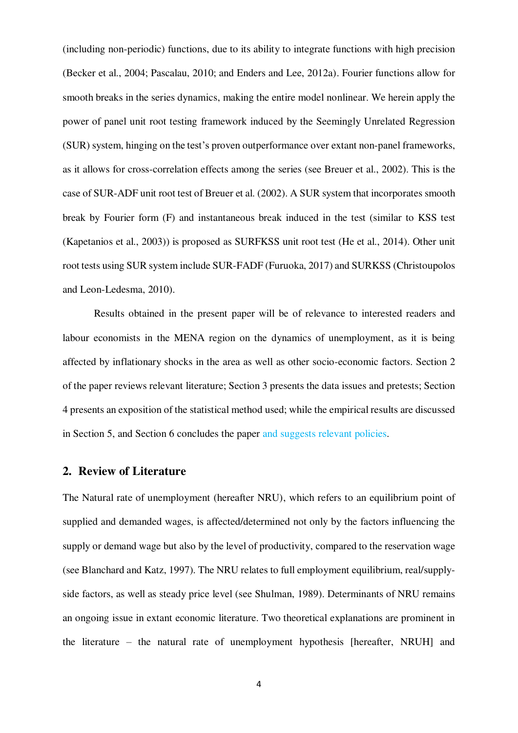(including non-periodic) functions, due to its ability to integrate functions with high precision (Becker et al., 2004; Pascalau, 2010; and Enders and Lee, 2012a). Fourier functions allow for smooth breaks in the series dynamics, making the entire model nonlinear. We herein apply the power of panel unit root testing framework induced by the Seemingly Unrelated Regression (SUR) system, hinging on the test's proven outperformance over extant non-panel frameworks, as it allows for cross-correlation effects among the series (see Breuer et al., 2002). This is the case of SUR-ADF unit root test of Breuer et al. (2002). A SUR system that incorporates smooth break by Fourier form (F) and instantaneous break induced in the test (similar to KSS test (Kapetanios et al., 2003)) is proposed as SURFKSS unit root test (He et al., 2014). Other unit root tests using SUR system include SUR-FADF (Furuoka, 2017) and SURKSS (Christoupolos and Leon-Ledesma, 2010).

Results obtained in the present paper will be of relevance to interested readers and labour economists in the MENA region on the dynamics of unemployment, as it is being affected by inflationary shocks in the area as well as other socio-economic factors. Section 2 of the paper reviews relevant literature; Section 3 presents the data issues and pretests; Section 4 presents an exposition of the statistical method used; while the empirical results are discussed in Section 5, and Section 6 concludes the paper and suggests relevant policies.

## 2. Review of Literature

The Natural rate of unemployment (hereafter NRU), which refers to an equilibrium point of supplied and demanded wages, is affected/determined not only by the factors influencing the supply or demand wage but also by the level of productivity, compared to the reservation wage (see Blanchard and Katz, 1997). The NRU relates to full employment equilibrium, real/supply-side factors, as well as steady price level (see Shulman, 1989). Determinants of NRU remains an ongoing issue in extant economic literature. Two theoretical explanations are prominent in the literature – the natural rate of unemployment hypothesis [hereafter, NRUH] and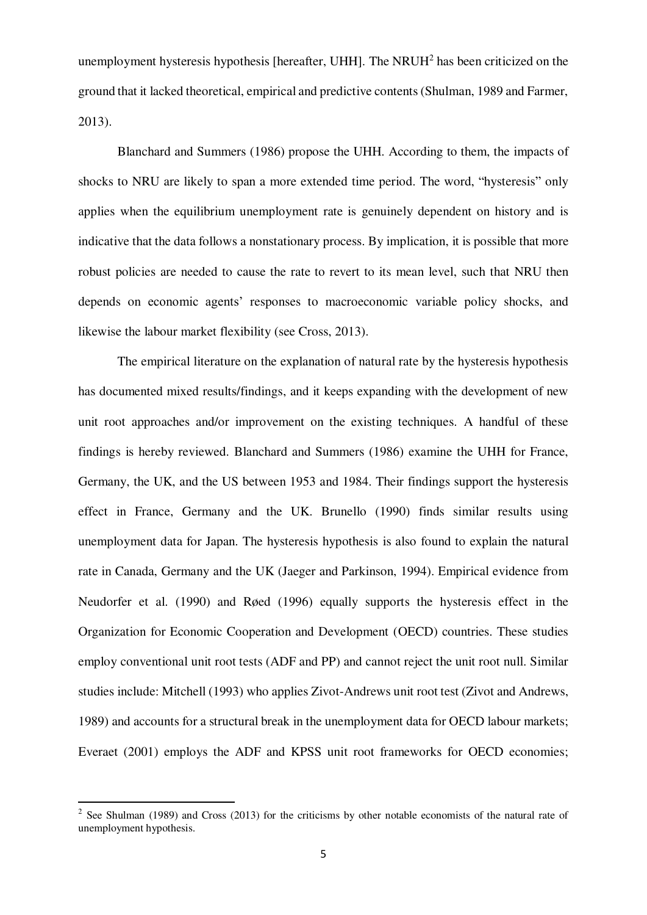unemployment hysteresis hypothesis [hereafter, UHH]. The NRUH[2] has been criticized on the ground that it lacked theoretical, empirical and predictive contents (Shulman, 1989 and Farmer, 2013).

Blanchard and Summers (1986) propose the UHH. According to them, the impacts of shocks to NRU are likely to span a more extended time period. The word, "hysteresis" only applies when the equilibrium unemployment rate is genuinely dependent on history and is indicative that the data follows a nonstationary process. By implication, it is possible that more robust policies are needed to cause the rate to revert to its mean level, such that NRU then depends on economic agents' responses to macroeconomic variable policy shocks, and likewise the labour market flexibility (see Cross, 2013).

The empirical literature on the explanation of natural rate by the hysteresis hypothesis has documented mixed results/findings, and it keeps expanding with the development of new unit root approaches and/or improvement on the existing techniques. A handful of these findings is hereby reviewed. Blanchard and Summers (1986) examine the UHH for France, Germany, the UK, and the US between 1953 and 1984. Their findings support the hysteresis effect in France, Germany and the UK. Brunello (1990) finds similar results using unemployment data for Japan. The hysteresis hypothesis is also found to explain the natural rate in Canada, Germany and the UK (Jaeger and Parkinson, 1994). Empirical evidence from Neudorfer et al. (1990) and Røed (1996) equally supports the hysteresis effect in the Organization for Economic Cooperation and Development (OECD) countries. These studies employ conventional unit root tests (ADF and PP) and cannot reject the unit root null. Similar studies include: Mitchell (1993) who applies Zivot-Andrews unit root test (Zivot and Andrews, 1989) and accounts for a structural break in the unemployment data for OECD labour markets; Everaet (2001) employs the ADF and KPSS unit root frameworks for OECD economies;

[2] See Shulman (1989) and Cross (2013) for the criticisms by other notable economists of the natural rate of unemployment hypothesis.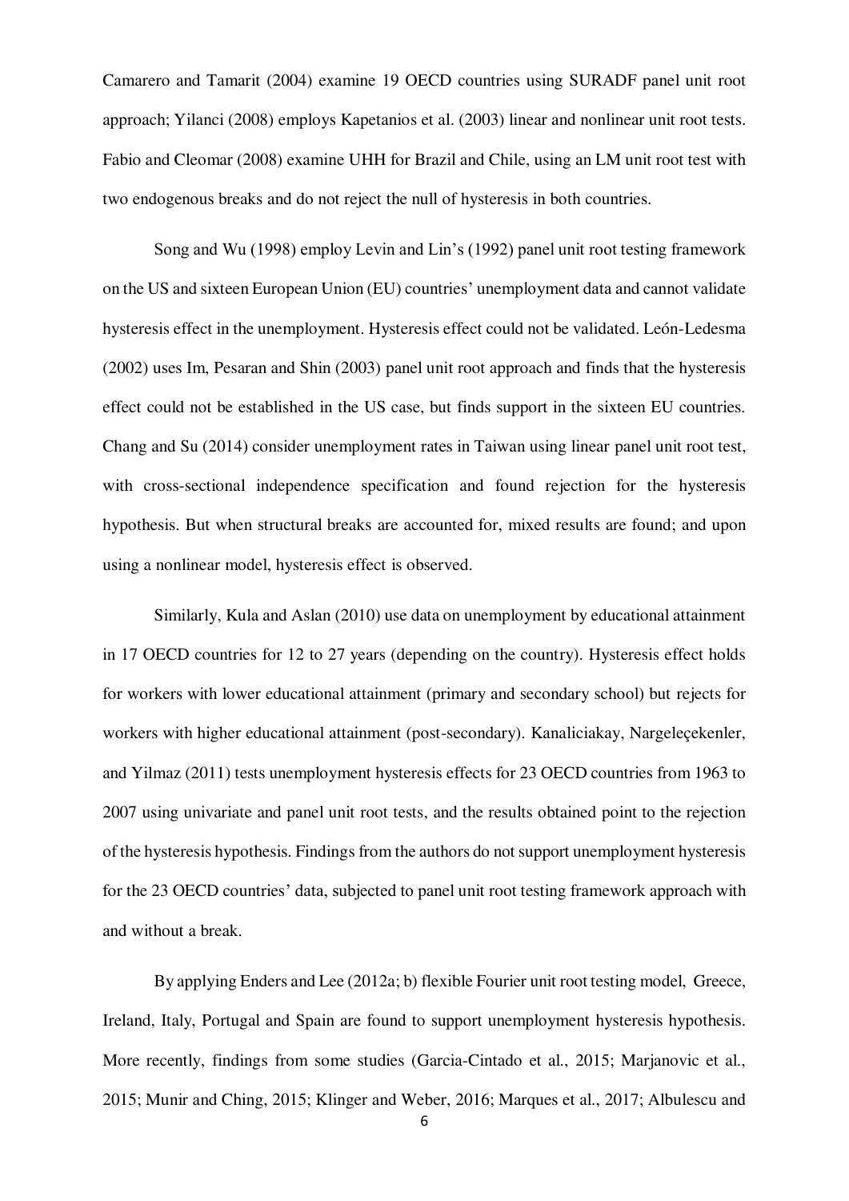Camarero and Tamarit (2004) examine 19 OECD countries using SURADF panel unit root approach; Yilanci (2008) employs Kapetanios et al. (2003) linear and nonlinear unit root tests. Fabio and Cleomar (2008) examine UHH for Brazil and Chile, using an LM unit root test with two endogenous breaks and do not reject the null of hysteresis in both countries.

Song and Wu (1998) employ Levin and Lin's (1992) panel unit root testing framework on the US and sixteen European Union (EU) countries' unemployment data and cannot validate hysteresis effect in the unemployment. Hysteresis effect could not be validated. León-Ledesma (2002) uses Im, Pesaran and Shin (2003) panel unit root approach and finds that the hysteresis effect could not be established in the US case, but finds support in the sixteen EU countries. Chang and Su (2014) consider unemployment rates in Taiwan using linear panel unit root test, with cross-sectional independence specification and found rejection for the hysteresis hypothesis. But when structural breaks are accounted for, mixed results are found; and upon using a nonlinear model, hysteresis effect is observed.

Similarly, Kula and Aslan (2010) use data on unemployment by educational attainment in 17 OECD countries for 12 to 27 years (depending on the country). Hysteresis effect holds for workers with lower educational attainment (primary and secondary school) but rejects for workers with higher educational attainment (post-secondary). Kanaliciakay, Nargeleçekenler, and Yilmaz (2011) tests unemployment hysteresis effects for 23 OECD countries from 1963 to 2007 using univariate and panel unit root tests, and the results obtained point to the rejection of the hysteresis hypothesis. Findings from the authors do not support unemployment hysteresis for the 23 OECD countries' data, subjected to panel unit root testing framework approach with and without a break.

By applying Enders and Lee (2012a; b) flexible Fourier unit root testing model, Greece, Ireland, Italy, Portugal and Spain are found to support unemployment hysteresis hypothesis. More recently, findings from some studies (Garcia-Cintado et al., 2015; Marjanovic et al., 2015; Munir and Ching, 2015; Klinger and Weber, 2016; Marques et al., 2017; Albulescu and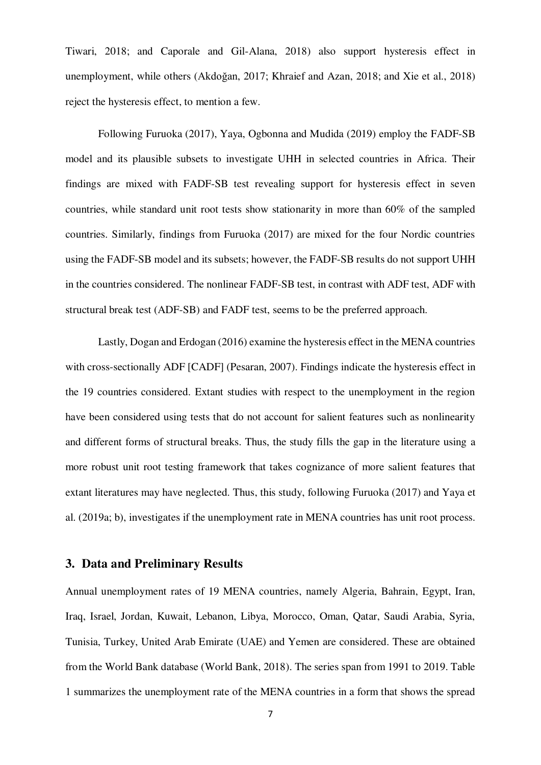Tiwari, 2018; and Caporale and Gil-Alana, 2018) also support hysteresis effect in unemployment, while others (Akdoğan, 2017; Khraief and Azan, 2018; and Xie et al., 2018) reject the hysteresis effect, to mention a few.

Following Furuoka (2017), Yaya, Ogbonna and Mudida (2019) employ the FADF-SB model and its plausible subsets to investigate UHH in selected countries in Africa. Their findings are mixed with FADF-SB test revealing support for hysteresis effect in seven countries, while standard unit root tests show stationarity in more than 60% of the sampled countries. Similarly, findings from Furuoka (2017) are mixed for the four Nordic countries using the FADF-SB model and its subsets; however, the FADF-SB results do not support UHH in the countries considered. The nonlinear FADF-SB test, in contrast with ADF test, ADF with structural break test (ADF-SB) and FADF test, seems to be the preferred approach.

Lastly, Dogan and Erdogan (2016) examine the hysteresis effect in the MENA countries with cross-sectionally ADF [CADF] (Pesaran, 2007). Findings indicate the hysteresis effect in the 19 countries considered. Extant studies with respect to the unemployment in the region have been considered using tests that do not account for salient features such as nonlinearity and different forms of structural breaks. Thus, the study fills the gap in the literature using a more robust unit root testing framework that takes cognizance of more salient features that extant literatures may have neglected. Thus, this study, following Furuoka (2017) and Yaya et al. (2019a; b), investigates if the unemployment rate in MENA countries has unit root process.

## 3. Data and Preliminary Results

Annual unemployment rates of 19 MENA countries, namely Algeria, Bahrain, Egypt, Iran, Iraq, Israel, Jordan, Kuwait, Lebanon, Libya, Morocco, Oman, Qatar, Saudi Arabia, Syria, Tunisia, Turkey, United Arab Emirate (UAE) and Yemen are considered. These are obtained from the World Bank database (World Bank, 2018). The series span from 1991 to 2019. Table 1 summarizes the unemployment rate of the MENA countries in a form that shows the spread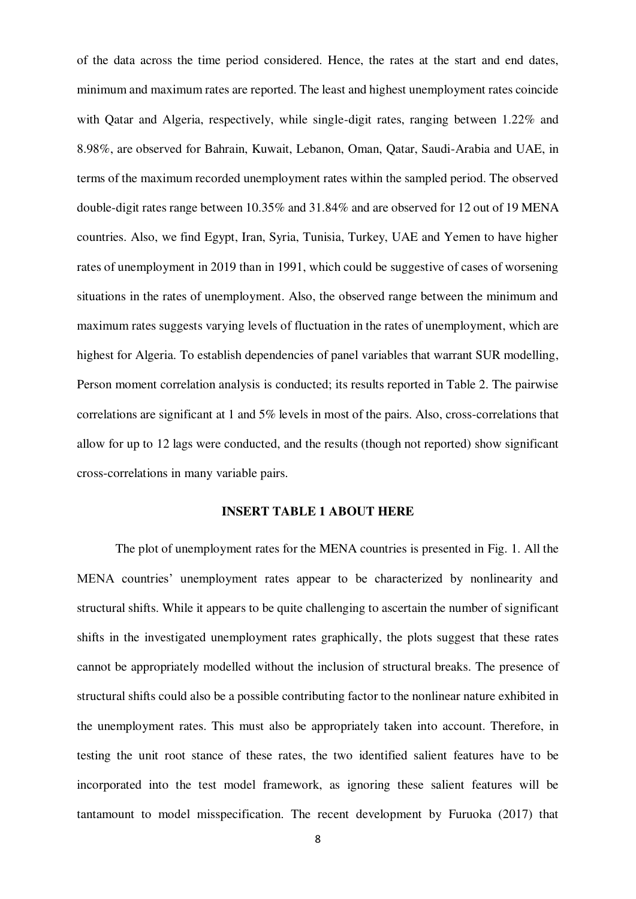of the data across the time period considered. Hence, the rates at the start and end dates, minimum and maximum rates are reported. The least and highest unemployment rates coincide with Qatar and Algeria, respectively, while single-digit rates, ranging between 1.22% and 8.98%, are observed for Bahrain, Kuwait, Lebanon, Oman, Qatar, Saudi-Arabia and UAE, in terms of the maximum recorded unemployment rates within the sampled period. The observed double-digit rates range between 10.35% and 31.84% and are observed for 12 out of 19 MENA countries. Also, we find Egypt, Iran, Syria, Tunisia, Turkey, UAE and Yemen to have higher rates of unemployment in 2019 than in 1991, which could be suggestive of cases of worsening situations in the rates of unemployment. Also, the observed range between the minimum and maximum rates suggests varying levels of fluctuation in the rates of unemployment, which are highest for Algeria. To establish dependencies of panel variables that warrant SUR modelling, Person moment correlation analysis is conducted; its results reported in Table 2. The pairwise correlations are significant at 1 and 5% levels in most of the pairs. Also, cross-correlations that allow for up to 12 lags were conducted, and the results (though not reported) show significant cross-correlations in many variable pairs.

**INSERT TABLE 1 ABOUT HERE**

The plot of unemployment rates for the MENA countries is presented in Fig. 1. All the MENA countries' unemployment rates appear to be characterized by nonlinearity and structural shifts. While it appears to be quite challenging to ascertain the number of significant shifts in the investigated unemployment rates graphically, the plots suggest that these rates cannot be appropriately modelled without the inclusion of structural breaks. The presence of structural shifts could also be a possible contributing factor to the nonlinear nature exhibited in the unemployment rates. This must also be appropriately taken into account. Therefore, in testing the unit root stance of these rates, the two identified salient features have to be incorporated into the test model framework, as ignoring these salient features will be tantamount to model misspecification. The recent development by Furuoka (2017) that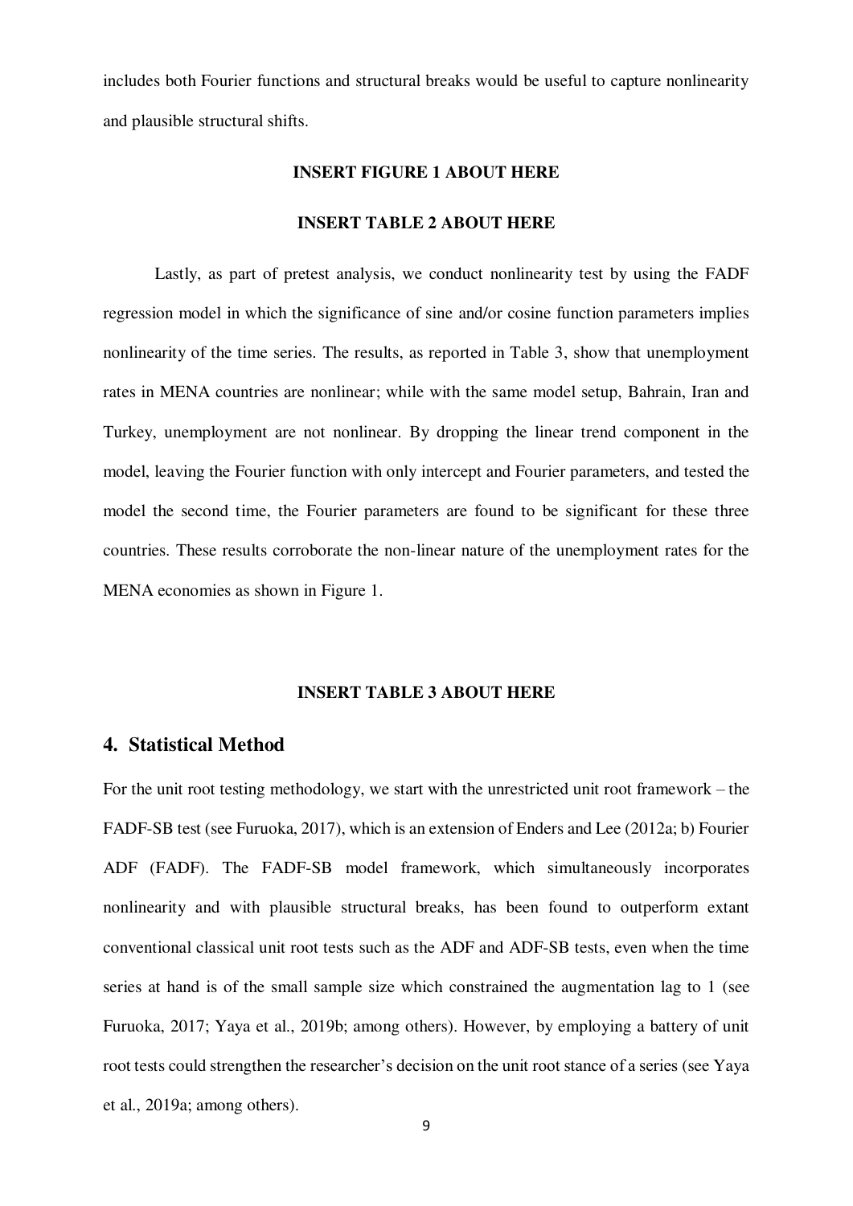includes both Fourier functions and structural breaks would be useful to capture nonlinearity and plausible structural shifts.

**INSERT FIGURE 1 ABOUT HERE**

**INSERT TABLE 2 ABOUT HERE**

Lastly, as part of pretest analysis, we conduct nonlinearity test by using the FADF regression model in which the significance of sine and/or cosine function parameters implies nonlinearity of the time series. The results, as reported in Table 3, show that unemployment rates in MENA countries are nonlinear; while with the same model setup, Bahrain, Iran and Turkey, unemployment are not nonlinear. By dropping the linear trend component in the model, leaving the Fourier function with only intercept and Fourier parameters, and tested the model the second time, the Fourier parameters are found to be significant for these three countries. These results corroborate the non-linear nature of the unemployment rates for the MENA economies as shown in Figure 1.

**INSERT TABLE 3 ABOUT HERE**

## 4. Statistical Method

For the unit root testing methodology, we start with the unrestricted unit root framework – the FADF-SB test (see Furuoka, 2017), which is an extension of Enders and Lee (2012a; b) Fourier ADF (FADF). The FADF-SB model framework, which simultaneously incorporates nonlinearity and with plausible structural breaks, has been found to outperform extant conventional classical unit root tests such as the ADF and ADF-SB tests, even when the time series at hand is of the small sample size which constrained the augmentation lag to 1 (see Furuoka, 2017; Yaya et al., 2019b; among others). However, by employing a battery of unit root tests could strengthen the researcher's decision on the unit root stance of a series (see Yaya et al., 2019a; among others).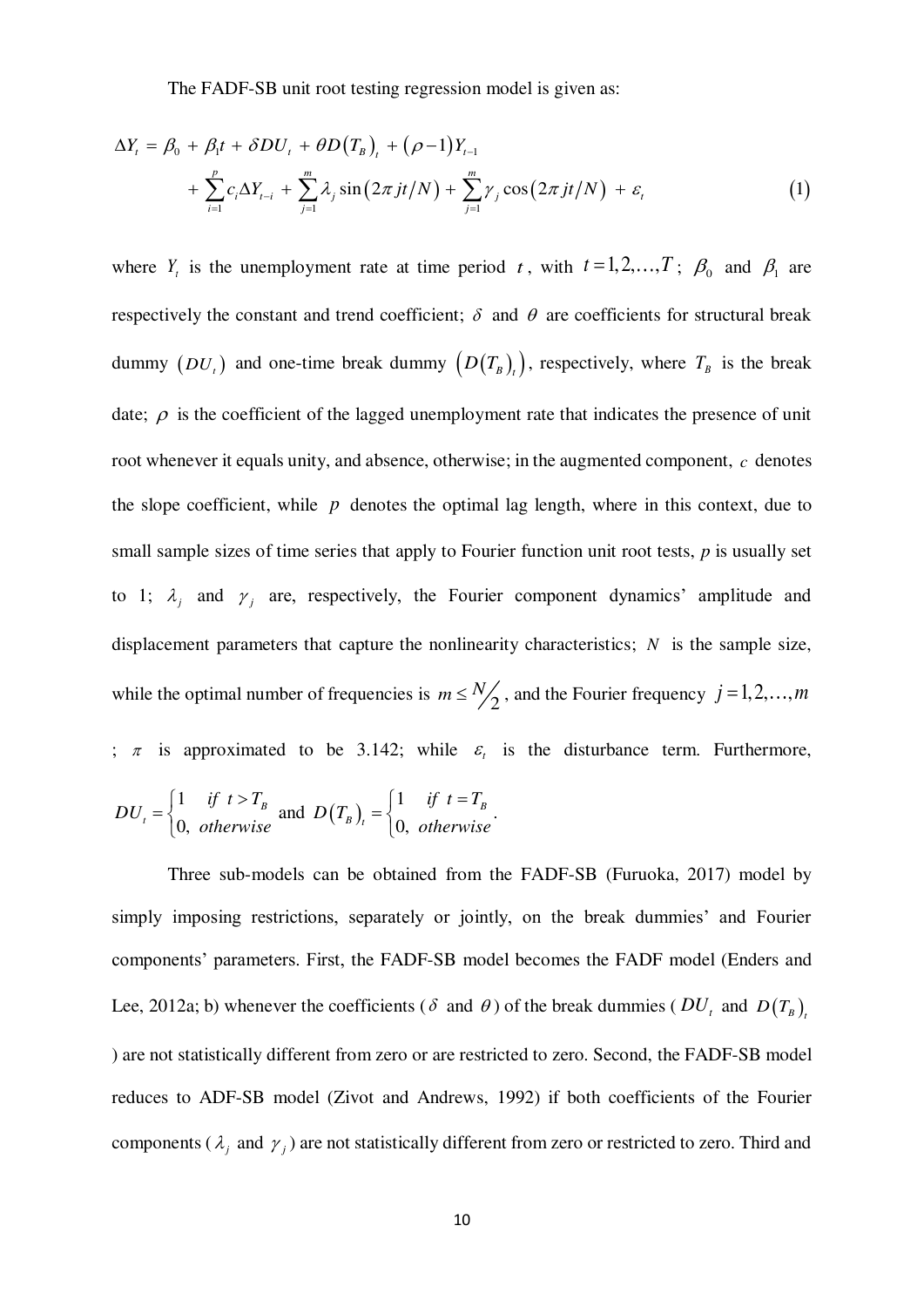The FADF-SB unit root testing regression model is given as:

$$\Delta Y_t = \beta_0 + \beta_1 t + \delta DU_t + \theta D(T_B)_t + (\rho - 1)Y_{t-1} + \sum_{i=1}^{p} c_i \Delta Y_{t-i} + \sum_{j=1}^{m} \lambda_j \sin(2\pi jt/N) + \sum_{j=1}^{m} \gamma_j \cos(2\pi jt/N) + \varepsilon_t \tag{1}$$

where $Y_t$ is the unemployment rate at time period $t$, with $t = 1, 2, \ldots, T$; $\beta_0$ and $\beta_1$ are respectively the constant and trend coefficient; $\delta$ and $\theta$ are coefficients for structural break dummy $(DU_t)$ and one-time break dummy $\left(D(T_B)_t\right)$, respectively, where $T_B$ is the break date; $\rho$ is the coefficient of the lagged unemployment rate that indicates the presence of unit root whenever it equals unity, and absence, otherwise; in the augmented component, $c$ denotes the slope coefficient, while $p$ denotes the optimal lag length, where in this context, due to small sample sizes of time series that apply to Fourier function unit root tests, $p$ is usually set to 1; $\lambda_j$ and $\gamma_j$ are, respectively, the Fourier component dynamics' amplitude and displacement parameters that capture the nonlinearity characteristics; $N$ is the sample size, while the optimal number of frequencies is $m \leq N/2$, and the Fourier frequency $j = 1, 2, \ldots, m$; $\pi$ is approximated to be 3.142; while $\varepsilon_t$ is the disturbance term. Furthermore, $DU_t = \begin{cases} 1 & if\ t > T_B \\ 0, & otherwise \end{cases}$ and $D(T_B)_t = \begin{cases} 1 & if\ t = T_B \\ 0, & otherwise \end{cases}$.

Three sub-models can be obtained from the FADF-SB (Furuoka, 2017) model by simply imposing restrictions, separately or jointly, on the break dummies' and Fourier components' parameters. First, the FADF-SB model becomes the FADF model (Enders and Lee, 2012a; b) whenever the coefficients ($\delta$ and $\theta$) of the break dummies ($DU_t$ and $D(T_B)_t$) are not statistically different from zero or are restricted to zero. Second, the FADF-SB model reduces to ADF-SB model (Zivot and Andrews, 1992) if both coefficients of the Fourier components ($\lambda_j$ and $\gamma_j$) are not statistically different from zero or restricted to zero. Third and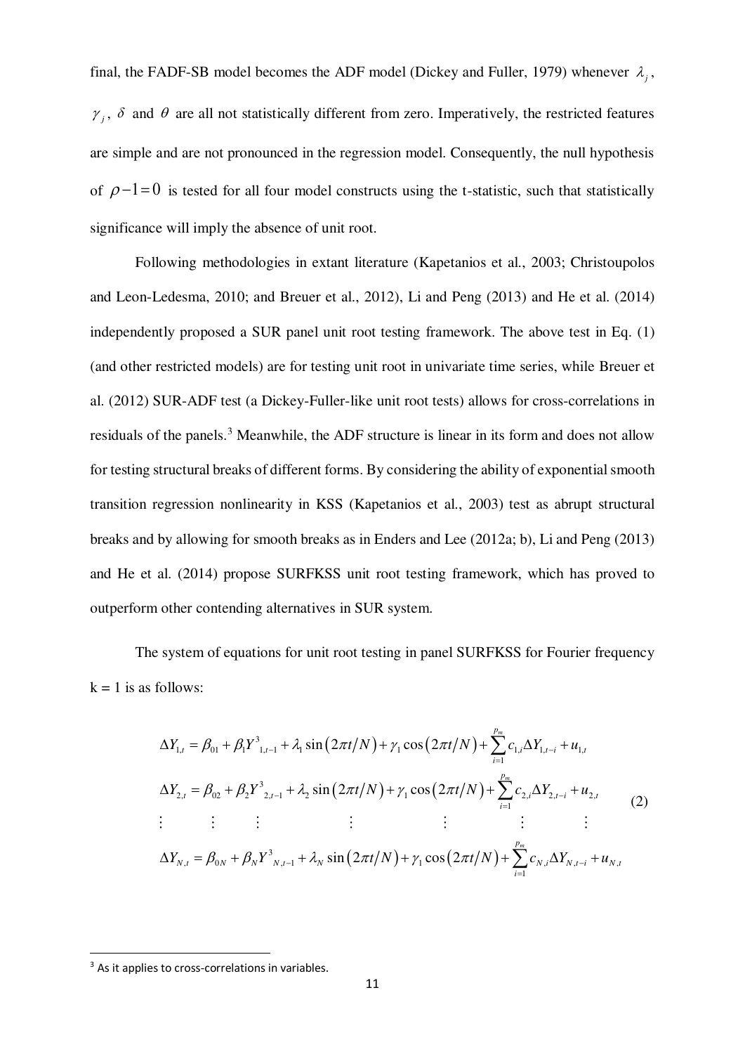final, the FADF-SB model becomes the ADF model (Dickey and Fuller, 1979) whenever $\lambda_j$, $\gamma_j$, $\delta$ and $\theta$ are all not statistically different from zero. Imperatively, the restricted features are simple and are not pronounced in the regression model. Consequently, the null hypothesis of $\rho - 1 = 0$ is tested for all four model constructs using the t-statistic, such that statistically significance will imply the absence of unit root.

Following methodologies in extant literature (Kapetanios et al., 2003; Christoupolos and Leon-Ledesma, 2010; and Breuer et al., 2012), Li and Peng (2013) and He et al. (2014) independently proposed a SUR panel unit root testing framework. The above test in Eq. (1) (and other restricted models) are for testing unit root in univariate time series, while Breuer et al. (2012) SUR-ADF test (a Dickey-Fuller-like unit root tests) allows for cross-correlations in residuals of the panels.[3] Meanwhile, the ADF structure is linear in its form and does not allow for testing structural breaks of different forms. By considering the ability of exponential smooth transition regression nonlinearity in KSS (Kapetanios et al., 2003) test as abrupt structural breaks and by allowing for smooth breaks as in Enders and Lee (2012a; b), Li and Peng (2013) and He et al. (2014) propose SURFKSS unit root testing framework, which has proved to outperform other contending alternatives in SUR system.

The system of equations for unit root testing in panel SURFKSS for Fourier frequency k = 1 is as follows:

$$
\begin{aligned}
\Delta Y_{1,t} &= \beta_{01} + \beta_1 Y^3_{1,t-1} + \lambda_1 \sin(2\pi t/N) + \gamma_1 \cos(2\pi t/N) + \sum_{i=1}^{p_m} c_{1,i}\Delta Y_{1,t-i} + u_{1,t} \\
\Delta Y_{2,t} &= \beta_{02} + \beta_2 Y^3_{2,t-1} + \lambda_2 \sin(2\pi t/N) + \gamma_1 \cos(2\pi t/N) + \sum_{i=1}^{p_m} c_{2,i}\Delta Y_{2,t-i} + u_{2,t} \\
&\vdots \\
\Delta Y_{N,t} &= \beta_{0N} + \beta_N Y^3_{N,t-1} + \lambda_N \sin(2\pi t/N) + \gamma_1 \cos(2\pi t/N) + \sum_{i=1}^{p_m} c_{N,i}\Delta Y_{N,t-i} + u_{N,t}
\end{aligned}
\qquad (2)
$$

[3] As it applies to cross-correlations in variables.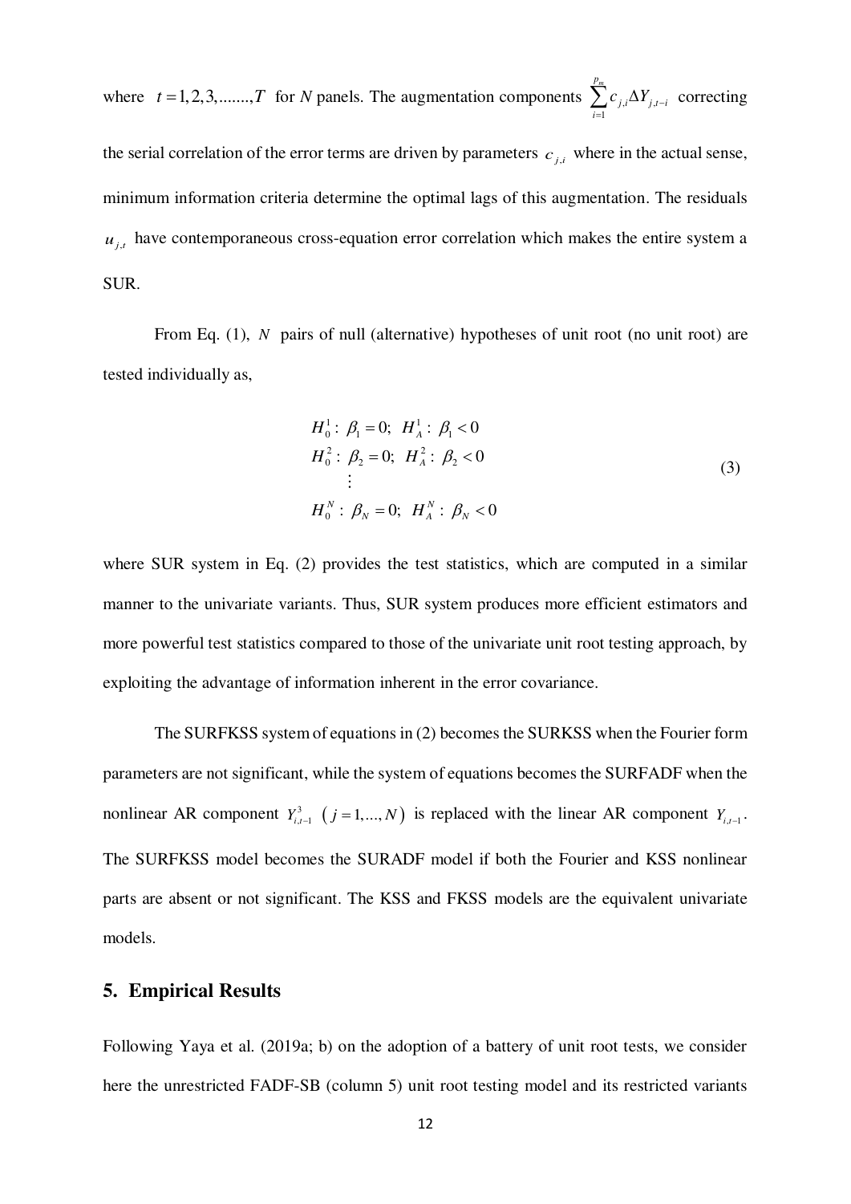where $t = 1, 2, 3, ......., T$ for $N$ panels. The augmentation components $\sum_{i=1}^{p_m} c_{j,i} \Delta Y_{j,t-i}$ correcting the serial correlation of the error terms are driven by parameters $c_{j,i}$ where in the actual sense, minimum information criteria determine the optimal lags of this augmentation. The residuals $u_{j,t}$ have contemporaneous cross-equation error correlation which makes the entire system a SUR.

From Eq. (1), $N$ pairs of null (alternative) hypotheses of unit root (no unit root) are tested individually as,

$$
\begin{aligned}
&H_0^1: \beta_1 = 0;\ H_A^1: \beta_1 < 0 \\
&H_0^2: \beta_2 = 0;\ H_A^2: \beta_2 < 0 \\
&\quad \vdots \\
&H_0^N: \beta_N = 0;\ H_A^N: \beta_N < 0
\end{aligned}
\tag{3}
$$

where SUR system in Eq. (2) provides the test statistics, which are computed in a similar manner to the univariate variants. Thus, SUR system produces more efficient estimators and more powerful test statistics compared to those of the univariate unit root testing approach, by exploiting the advantage of information inherent in the error covariance.

The SURFKSS system of equations in (2) becomes the SURKSS when the Fourier form parameters are not significant, while the system of equations becomes the SURFADF when the nonlinear AR component $Y_{i,t-1}^3$ $(j = 1, ..., N)$ is replaced with the linear AR component $Y_{i,t-1}$. The SURFKSS model becomes the SURADF model if both the Fourier and KSS nonlinear parts are absent or not significant. The KSS and FKSS models are the equivalent univariate models.

## 5. Empirical Results

Following Yaya et al. (2019a; b) on the adoption of a battery of unit root tests, we consider here the unrestricted FADF-SB (column 5) unit root testing model and its restricted variants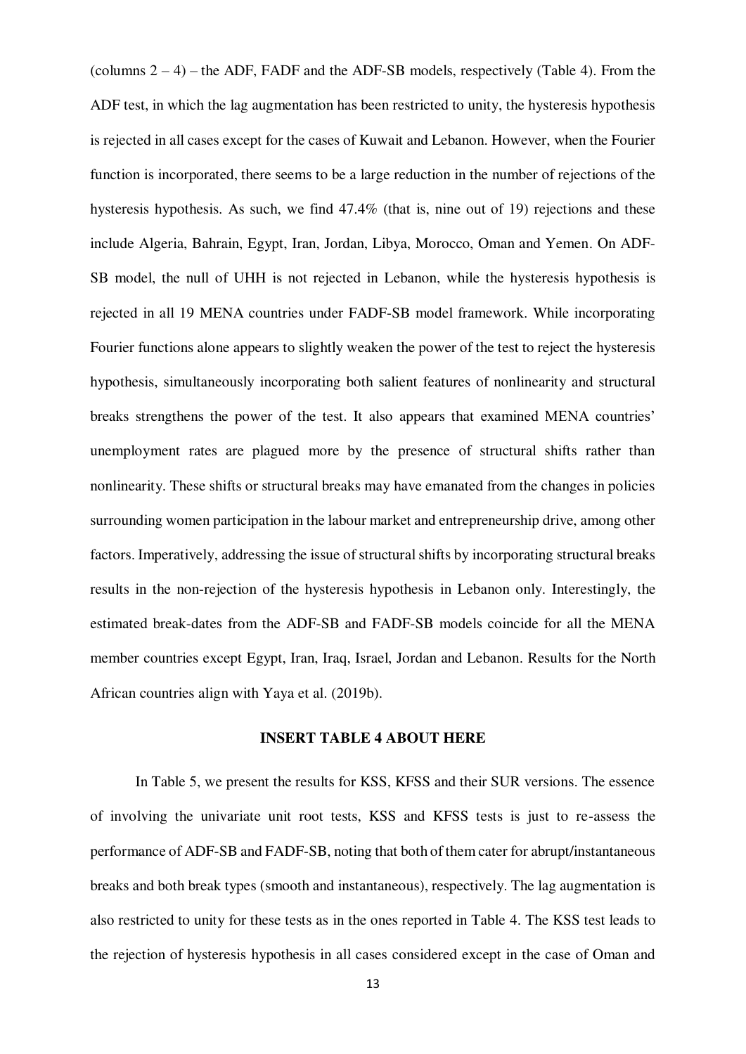(columns 2 – 4) – the ADF, FADF and the ADF-SB models, respectively (Table 4). From the ADF test, in which the lag augmentation has been restricted to unity, the hysteresis hypothesis is rejected in all cases except for the cases of Kuwait and Lebanon. However, when the Fourier function is incorporated, there seems to be a large reduction in the number of rejections of the hysteresis hypothesis. As such, we find 47.4% (that is, nine out of 19) rejections and these include Algeria, Bahrain, Egypt, Iran, Jordan, Libya, Morocco, Oman and Yemen. On ADF-SB model, the null of UHH is not rejected in Lebanon, while the hysteresis hypothesis is rejected in all 19 MENA countries under FADF-SB model framework. While incorporating Fourier functions alone appears to slightly weaken the power of the test to reject the hysteresis hypothesis, simultaneously incorporating both salient features of nonlinearity and structural breaks strengthens the power of the test. It also appears that examined MENA countries' unemployment rates are plagued more by the presence of structural shifts rather than nonlinearity. These shifts or structural breaks may have emanated from the changes in policies surrounding women participation in the labour market and entrepreneurship drive, among other factors. Imperatively, addressing the issue of structural shifts by incorporating structural breaks results in the non-rejection of the hysteresis hypothesis in Lebanon only. Interestingly, the estimated break-dates from the ADF-SB and FADF-SB models coincide for all the MENA member countries except Egypt, Iran, Iraq, Israel, Jordan and Lebanon. Results for the North African countries align with Yaya et al. (2019b).

**INSERT TABLE 4 ABOUT HERE**

In Table 5, we present the results for KSS, KFSS and their SUR versions. The essence of involving the univariate unit root tests, KSS and KFSS tests is just to re-assess the performance of ADF-SB and FADF-SB, noting that both of them cater for abrupt/instantaneous breaks and both break types (smooth and instantaneous), respectively. The lag augmentation is also restricted to unity for these tests as in the ones reported in Table 4. The KSS test leads to the rejection of hysteresis hypothesis in all cases considered except in the case of Oman and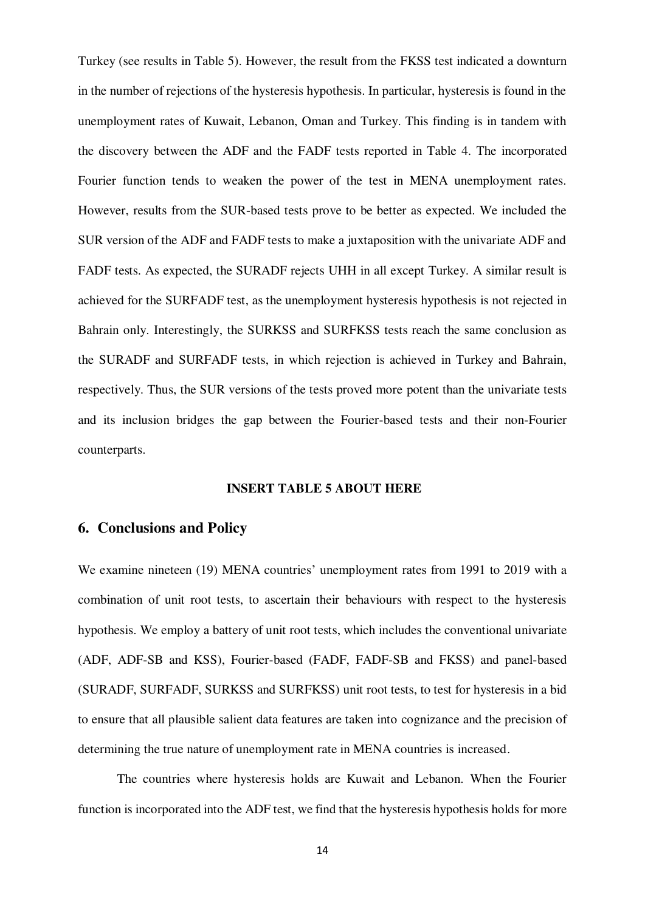Turkey (see results in Table 5). However, the result from the FKSS test indicated a downturn in the number of rejections of the hysteresis hypothesis. In particular, hysteresis is found in the unemployment rates of Kuwait, Lebanon, Oman and Turkey. This finding is in tandem with the discovery between the ADF and the FADF tests reported in Table 4. The incorporated Fourier function tends to weaken the power of the test in MENA unemployment rates. However, results from the SUR-based tests prove to be better as expected. We included the SUR version of the ADF and FADF tests to make a juxtaposition with the univariate ADF and FADF tests. As expected, the SURADF rejects UHH in all except Turkey. A similar result is achieved for the SURFADF test, as the unemployment hysteresis hypothesis is not rejected in Bahrain only. Interestingly, the SURKSS and SURFKSS tests reach the same conclusion as the SURADF and SURFADF tests, in which rejection is achieved in Turkey and Bahrain, respectively. Thus, the SUR versions of the tests proved more potent than the univariate tests and its inclusion bridges the gap between the Fourier-based tests and their non-Fourier counterparts.

**INSERT TABLE 5 ABOUT HERE**

## 6. Conclusions and Policy

We examine nineteen (19) MENA countries' unemployment rates from 1991 to 2019 with a combination of unit root tests, to ascertain their behaviours with respect to the hysteresis hypothesis. We employ a battery of unit root tests, which includes the conventional univariate (ADF, ADF-SB and KSS), Fourier-based (FADF, FADF-SB and FKSS) and panel-based (SURADF, SURFADF, SURKSS and SURFKSS) unit root tests, to test for hysteresis in a bid to ensure that all plausible salient data features are taken into cognizance and the precision of determining the true nature of unemployment rate in MENA countries is increased.

The countries where hysteresis holds are Kuwait and Lebanon. When the Fourier function is incorporated into the ADF test, we find that the hysteresis hypothesis holds for more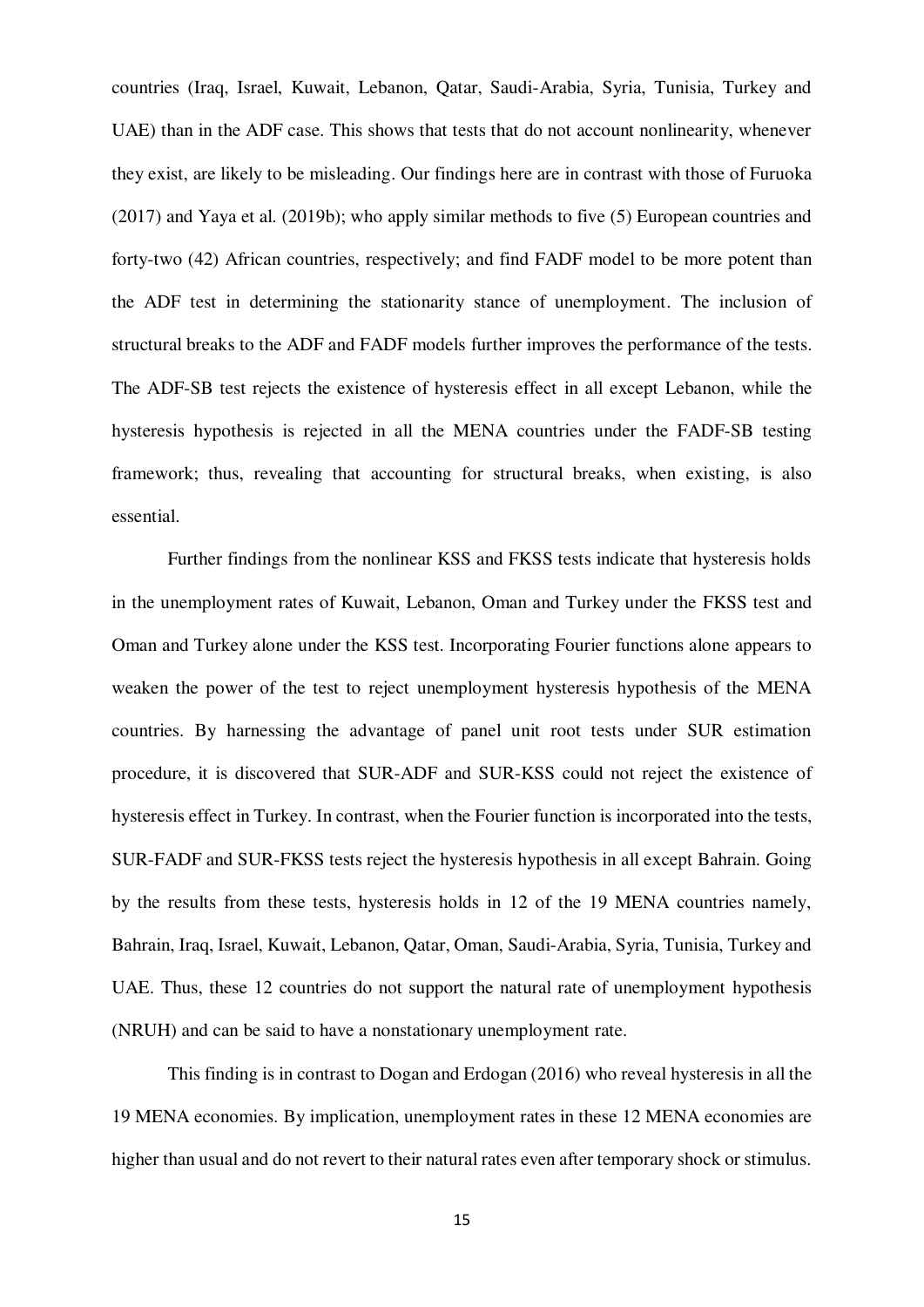countries (Iraq, Israel, Kuwait, Lebanon, Qatar, Saudi-Arabia, Syria, Tunisia, Turkey and UAE) than in the ADF case. This shows that tests that do not account nonlinearity, whenever they exist, are likely to be misleading. Our findings here are in contrast with those of Furuoka (2017) and Yaya et al. (2019b); who apply similar methods to five (5) European countries and forty-two (42) African countries, respectively; and find FADF model to be more potent than the ADF test in determining the stationarity stance of unemployment. The inclusion of structural breaks to the ADF and FADF models further improves the performance of the tests. The ADF-SB test rejects the existence of hysteresis effect in all except Lebanon, while the hysteresis hypothesis is rejected in all the MENA countries under the FADF-SB testing framework; thus, revealing that accounting for structural breaks, when existing, is also essential.

Further findings from the nonlinear KSS and FKSS tests indicate that hysteresis holds in the unemployment rates of Kuwait, Lebanon, Oman and Turkey under the FKSS test and Oman and Turkey alone under the KSS test. Incorporating Fourier functions alone appears to weaken the power of the test to reject unemployment hysteresis hypothesis of the MENA countries. By harnessing the advantage of panel unit root tests under SUR estimation procedure, it is discovered that SUR-ADF and SUR-KSS could not reject the existence of hysteresis effect in Turkey. In contrast, when the Fourier function is incorporated into the tests, SUR-FADF and SUR-FKSS tests reject the hysteresis hypothesis in all except Bahrain. Going by the results from these tests, hysteresis holds in 12 of the 19 MENA countries namely, Bahrain, Iraq, Israel, Kuwait, Lebanon, Qatar, Oman, Saudi-Arabia, Syria, Tunisia, Turkey and UAE. Thus, these 12 countries do not support the natural rate of unemployment hypothesis (NRUH) and can be said to have a nonstationary unemployment rate.

This finding is in contrast to Dogan and Erdogan (2016) who reveal hysteresis in all the 19 MENA economies. By implication, unemployment rates in these 12 MENA economies are higher than usual and do not revert to their natural rates even after temporary shock or stimulus.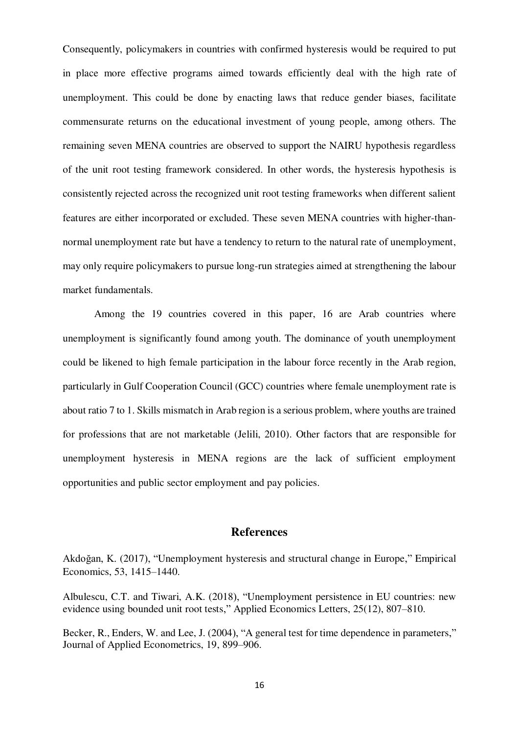Consequently, policymakers in countries with confirmed hysteresis would be required to put in place more effective programs aimed towards efficiently deal with the high rate of unemployment. This could be done by enacting laws that reduce gender biases, facilitate commensurate returns on the educational investment of young people, among others. The remaining seven MENA countries are observed to support the NAIRU hypothesis regardless of the unit root testing framework considered. In other words, the hysteresis hypothesis is consistently rejected across the recognized unit root testing frameworks when different salient features are either incorporated or excluded. These seven MENA countries with higher-than-normal unemployment rate but have a tendency to return to the natural rate of unemployment, may only require policymakers to pursue long-run strategies aimed at strengthening the labour market fundamentals.

Among the 19 countries covered in this paper, 16 are Arab countries where unemployment is significantly found among youth. The dominance of youth unemployment could be likened to high female participation in the labour force recently in the Arab region, particularly in Gulf Cooperation Council (GCC) countries where female unemployment rate is about ratio 7 to 1. Skills mismatch in Arab region is a serious problem, where youths are trained for professions that are not marketable (Jelili, 2010). Other factors that are responsible for unemployment hysteresis in MENA regions are the lack of sufficient employment opportunities and public sector employment and pay policies.

## References

Akdoğan, K. (2017), "Unemployment hysteresis and structural change in Europe," Empirical Economics, 53, 1415–1440.

Albulescu, C.T. and Tiwari, A.K. (2018), "Unemployment persistence in EU countries: new evidence using bounded unit root tests," Applied Economics Letters, 25(12), 807–810.

Becker, R., Enders, W. and Lee, J. (2004), "A general test for time dependence in parameters," Journal of Applied Econometrics, 19, 899–906.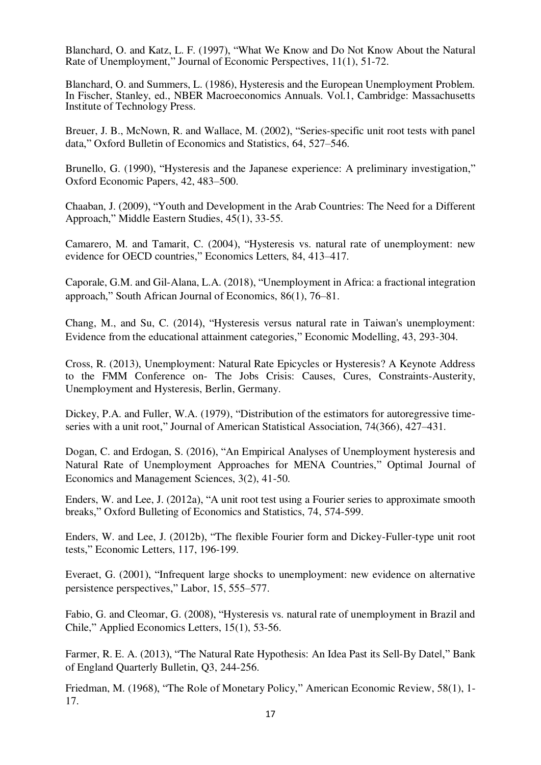Blanchard, O. and Katz, L. F. (1997), "What We Know and Do Not Know About the Natural Rate of Unemployment," Journal of Economic Perspectives, 11(1), 51-72.

Blanchard, O. and Summers, L. (1986), Hysteresis and the European Unemployment Problem. In Fischer, Stanley, ed., NBER Macroeconomics Annuals. Vol.1, Cambridge: Massachusetts Institute of Technology Press.

Breuer, J. B., McNown, R. and Wallace, M. (2002), "Series-specific unit root tests with panel data," Oxford Bulletin of Economics and Statistics, 64, 527–546.

Brunello, G. (1990), "Hysteresis and the Japanese experience: A preliminary investigation," Oxford Economic Papers, 42, 483–500.

Chaaban, J. (2009), "Youth and Development in the Arab Countries: The Need for a Different Approach," Middle Eastern Studies, 45(1), 33-55.

Camarero, M. and Tamarit, C. (2004), "Hysteresis vs. natural rate of unemployment: new evidence for OECD countries," Economics Letters, 84, 413–417.

Caporale, G.M. and Gil-Alana, L.A. (2018), "Unemployment in Africa: a fractional integration approach," South African Journal of Economics, 86(1), 76–81.

Chang, M., and Su, C. (2014), "Hysteresis versus natural rate in Taiwan's unemployment: Evidence from the educational attainment categories," Economic Modelling, 43, 293-304.

Cross, R. (2013), Unemployment: Natural Rate Epicycles or Hysteresis? A Keynote Address to the FMM Conference on- The Jobs Crisis: Causes, Cures, Constraints-Austerity, Unemployment and Hysteresis, Berlin, Germany.

Dickey, P.A. and Fuller, W.A. (1979), "Distribution of the estimators for autoregressive time-series with a unit root," Journal of American Statistical Association, 74(366), 427–431.

Dogan, C. and Erdogan, S. (2016), "An Empirical Analyses of Unemployment hysteresis and Natural Rate of Unemployment Approaches for MENA Countries," Optimal Journal of Economics and Management Sciences, 3(2), 41-50.

Enders, W. and Lee, J. (2012a), "A unit root test using a Fourier series to approximate smooth breaks," Oxford Bulleting of Economics and Statistics, 74, 574-599.

Enders, W. and Lee, J. (2012b), "The flexible Fourier form and Dickey-Fuller-type unit root tests," Economic Letters, 117, 196-199.

Everaet, G. (2001), "Infrequent large shocks to unemployment: new evidence on alternative persistence perspectives," Labor, 15, 555–577.

Fabio, G. and Cleomar, G. (2008), "Hysteresis vs. natural rate of unemployment in Brazil and Chile," Applied Economics Letters, 15(1), 53-56.

Farmer, R. E. A. (2013), "The Natural Rate Hypothesis: An Idea Past its Sell-By Date‖," Bank of England Quarterly Bulletin, Q3, 244-256.

Friedman, M. (1968), "The Role of Monetary Policy," American Economic Review, 58(1), 1-17.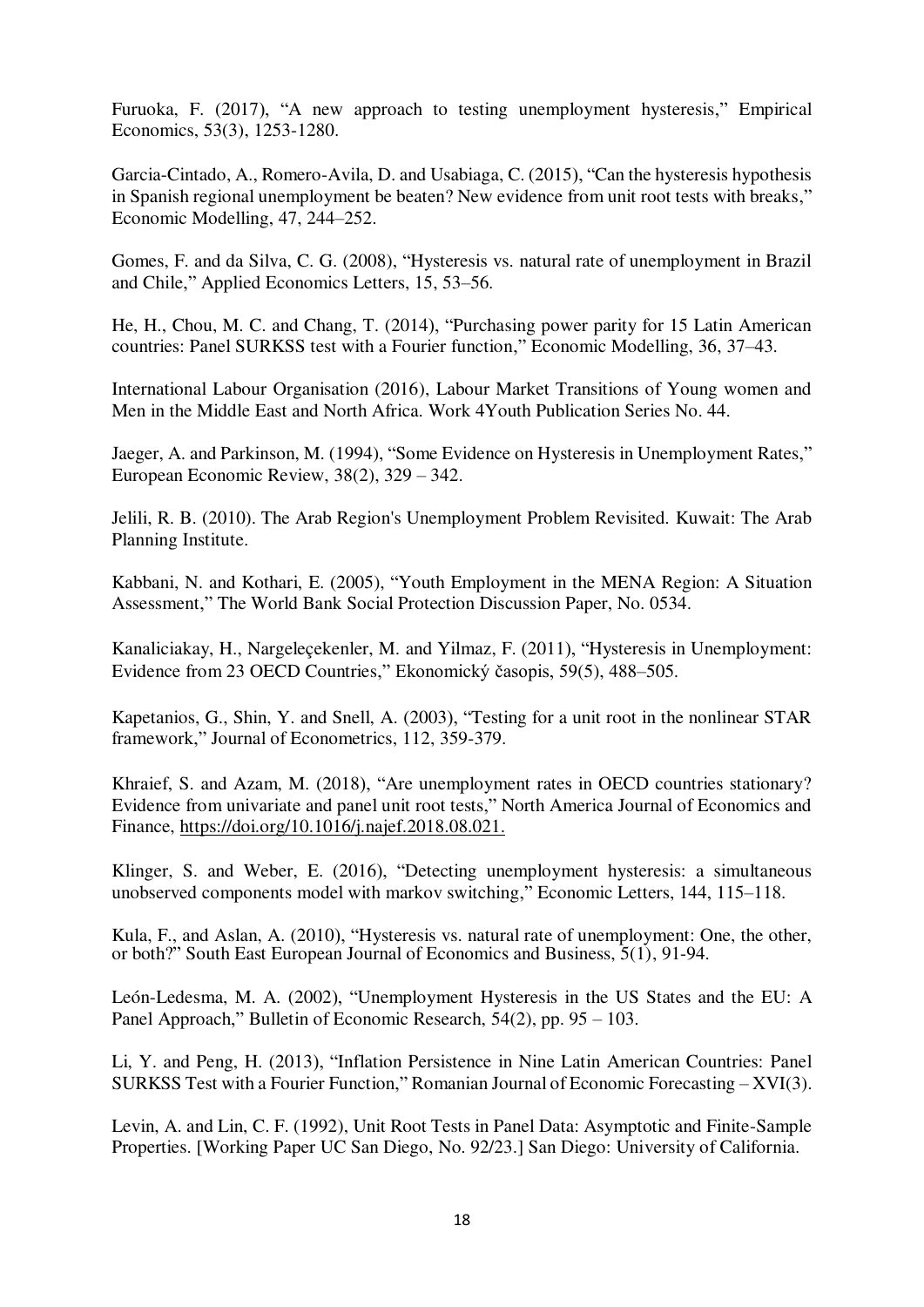Furuoka, F. (2017), "A new approach to testing unemployment hysteresis," Empirical Economics, 53(3), 1253-1280.

Garcia-Cintado, A., Romero-Avila, D. and Usabiaga, C. (2015), "Can the hysteresis hypothesis in Spanish regional unemployment be beaten? New evidence from unit root tests with breaks," Economic Modelling, 47, 244–252.

Gomes, F. and da Silva, C. G. (2008), "Hysteresis vs. natural rate of unemployment in Brazil and Chile," Applied Economics Letters, 15, 53–56.

He, H., Chou, M. C. and Chang, T. (2014), "Purchasing power parity for 15 Latin American countries: Panel SURKSS test with a Fourier function," Economic Modelling, 36, 37–43.

International Labour Organisation (2016), Labour Market Transitions of Young women and Men in the Middle East and North Africa. Work 4Youth Publication Series No. 44.

Jaeger, A. and Parkinson, M. (1994), "Some Evidence on Hysteresis in Unemployment Rates," European Economic Review, 38(2), 329 – 342.

Jelili, R. B. (2010). The Arab Region's Unemployment Problem Revisited. Kuwait: The Arab Planning Institute.

Kabbani, N. and Kothari, E. (2005), "Youth Employment in the MENA Region: A Situation Assessment," The World Bank Social Protection Discussion Paper, No. 0534.

Kanaliciakay, H., Nargeleçekenler, M. and Yilmaz, F. (2011), "Hysteresis in Unemployment: Evidence from 23 OECD Countries," Ekonomický časopis, 59(5), 488–505.

Kapetanios, G., Shin, Y. and Snell, A. (2003), "Testing for a unit root in the nonlinear STAR framework," Journal of Econometrics, 112, 359-379.

Khraief, S. and Azam, M. (2018), "Are unemployment rates in OECD countries stationary? Evidence from univariate and panel unit root tests," North America Journal of Economics and Finance, https://doi.org/10.1016/j.najef.2018.08.021.

Klinger, S. and Weber, E. (2016), "Detecting unemployment hysteresis: a simultaneous unobserved components model with markov switching," Economic Letters, 144, 115–118.

Kula, F., and Aslan, A. (2010), "Hysteresis vs. natural rate of unemployment: One, the other, or both?" South East European Journal of Economics and Business, 5(1), 91-94.

León-Ledesma, M. A. (2002), "Unemployment Hysteresis in the US States and the EU: A Panel Approach," Bulletin of Economic Research, 54(2), pp. 95 – 103.

Li, Y. and Peng, H. (2013), "Inflation Persistence in Nine Latin American Countries: Panel SURKSS Test with a Fourier Function," Romanian Journal of Economic Forecasting – XVI(3).

Levin, A. and Lin, C. F. (1992), Unit Root Tests in Panel Data: Asymptotic and Finite-Sample Properties. [Working Paper UC San Diego, No. 92/23.] San Diego: University of California.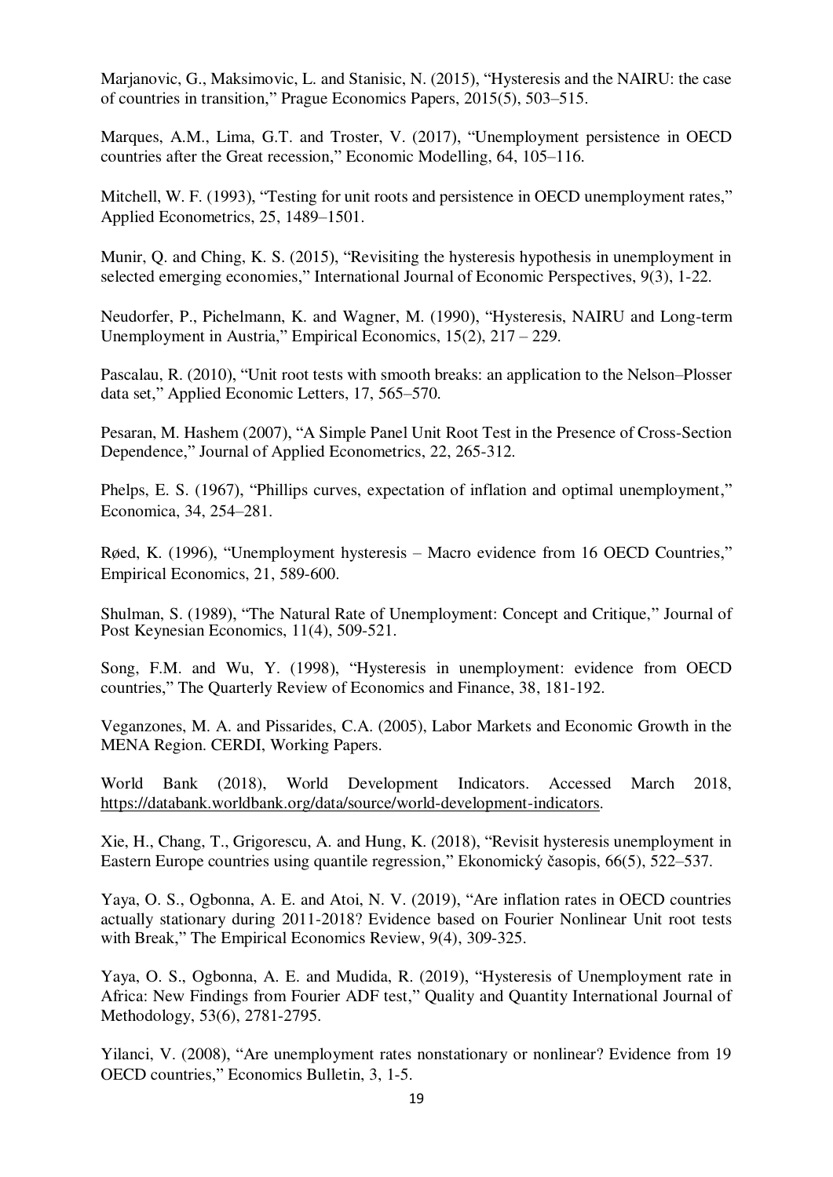Marjanovic, G., Maksimovic, L. and Stanisic, N. (2015), "Hysteresis and the NAIRU: the case of countries in transition," Prague Economics Papers, 2015(5), 503–515.

Marques, A.M., Lima, G.T. and Troster, V. (2017), "Unemployment persistence in OECD countries after the Great recession," Economic Modelling, 64, 105–116.

Mitchell, W. F. (1993), "Testing for unit roots and persistence in OECD unemployment rates," Applied Econometrics, 25, 1489–1501.

Munir, Q. and Ching, K. S. (2015), "Revisiting the hysteresis hypothesis in unemployment in selected emerging economies," International Journal of Economic Perspectives, 9(3), 1-22.

Neudorfer, P., Pichelmann, K. and Wagner, M. (1990), "Hysteresis, NAIRU and Long-term Unemployment in Austria," Empirical Economics, 15(2), 217 – 229.

Pascalau, R. (2010), "Unit root tests with smooth breaks: an application to the Nelson–Plosser data set," Applied Economic Letters, 17, 565–570.

Pesaran, M. Hashem (2007), "A Simple Panel Unit Root Test in the Presence of Cross-Section Dependence," Journal of Applied Econometrics, 22, 265-312.

Phelps, E. S. (1967), "Phillips curves, expectation of inflation and optimal unemployment," Economica, 34, 254–281.

Røed, K. (1996), "Unemployment hysteresis – Macro evidence from 16 OECD Countries," Empirical Economics, 21, 589-600.

Shulman, S. (1989), "The Natural Rate of Unemployment: Concept and Critique," Journal of Post Keynesian Economics, 11(4), 509-521.

Song, F.M. and Wu, Y. (1998), "Hysteresis in unemployment: evidence from OECD countries," The Quarterly Review of Economics and Finance, 38, 181-192.

Veganzones, M. A. and Pissarides, C.A. (2005), Labor Markets and Economic Growth in the MENA Region. CERDI, Working Papers.

World Bank (2018), World Development Indicators. Accessed March 2018, https://databank.worldbank.org/data/source/world-development-indicators.

Xie, H., Chang, T., Grigorescu, A. and Hung, K. (2018), "Revisit hysteresis unemployment in Eastern Europe countries using quantile regression," Ekonomický časopis, 66(5), 522–537.

Yaya, O. S., Ogbonna, A. E. and Atoi, N. V. (2019), "Are inflation rates in OECD countries actually stationary during 2011-2018? Evidence based on Fourier Nonlinear Unit root tests with Break," The Empirical Economics Review, 9(4), 309-325.

Yaya, O. S., Ogbonna, A. E. and Mudida, R. (2019), "Hysteresis of Unemployment rate in Africa: New Findings from Fourier ADF test," Quality and Quantity International Journal of Methodology, 53(6), 2781-2795.

Yilanci, V. (2008), "Are unemployment rates nonstationary or nonlinear? Evidence from 19 OECD countries," Economics Bulletin, 3, 1-5.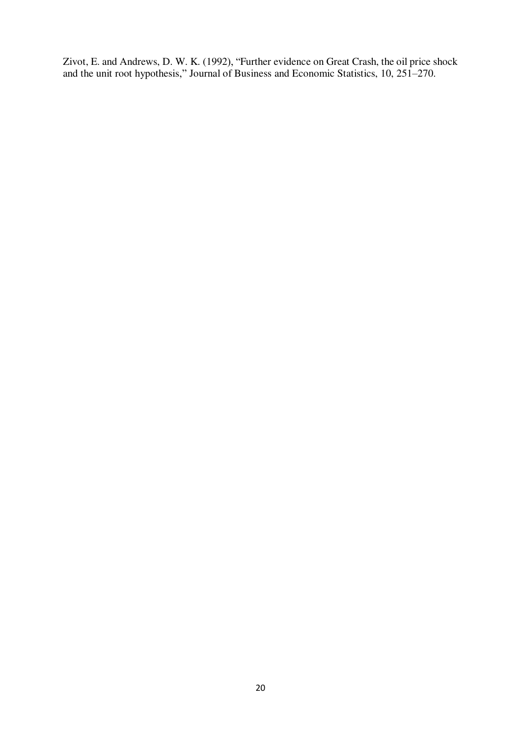Zivot, E. and Andrews, D. W. K. (1992), "Further evidence on Great Crash, the oil price shock and the unit root hypothesis," Journal of Business and Economic Statistics, 10, 251–270.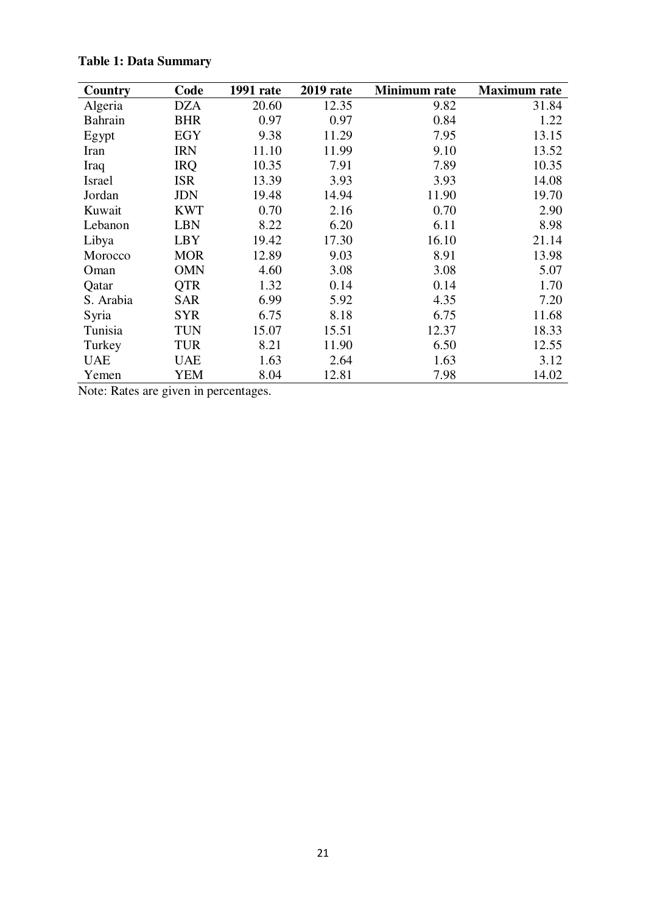**Table 1: Data Summary**

| Country | Code | 1991 rate | 2019 rate | Minimum rate | Maximum rate |
|---|---|---|---|---|---|
| Algeria | DZA | 20.60 | 12.35 | 9.82 | 31.84 |
| Bahrain | BHR | 0.97 | 0.97 | 0.84 | 1.22 |
| Egypt | EGY | 9.38 | 11.29 | 7.95 | 13.15 |
| Iran | IRN | 11.10 | 11.99 | 9.10 | 13.52 |
| Iraq | IRQ | 10.35 | 7.91 | 7.89 | 10.35 |
| Israel | ISR | 13.39 | 3.93 | 3.93 | 14.08 |
| Jordan | JDN | 19.48 | 14.94 | 11.90 | 19.70 |
| Kuwait | KWT | 0.70 | 2.16 | 0.70 | 2.90 |
| Lebanon | LBN | 8.22 | 6.20 | 6.11 | 8.98 |
| Libya | LBY | 19.42 | 17.30 | 16.10 | 21.14 |
| Morocco | MOR | 12.89 | 9.03 | 8.91 | 13.98 |
| Oman | OMN | 4.60 | 3.08 | 3.08 | 5.07 |
| Qatar | QTR | 1.32 | 0.14 | 0.14 | 1.70 |
| S. Arabia | SAR | 6.99 | 5.92 | 4.35 | 7.20 |
| Syria | SYR | 6.75 | 8.18 | 6.75 | 11.68 |
| Tunisia | TUN | 15.07 | 15.51 | 12.37 | 18.33 |
| Turkey | TUR | 8.21 | 11.90 | 6.50 | 12.55 |
| UAE | UAE | 1.63 | 2.64 | 1.63 | 3.12 |
| Yemen | YEM | 8.04 | 12.81 | 7.98 | 14.02 |

Note: Rates are given in percentages.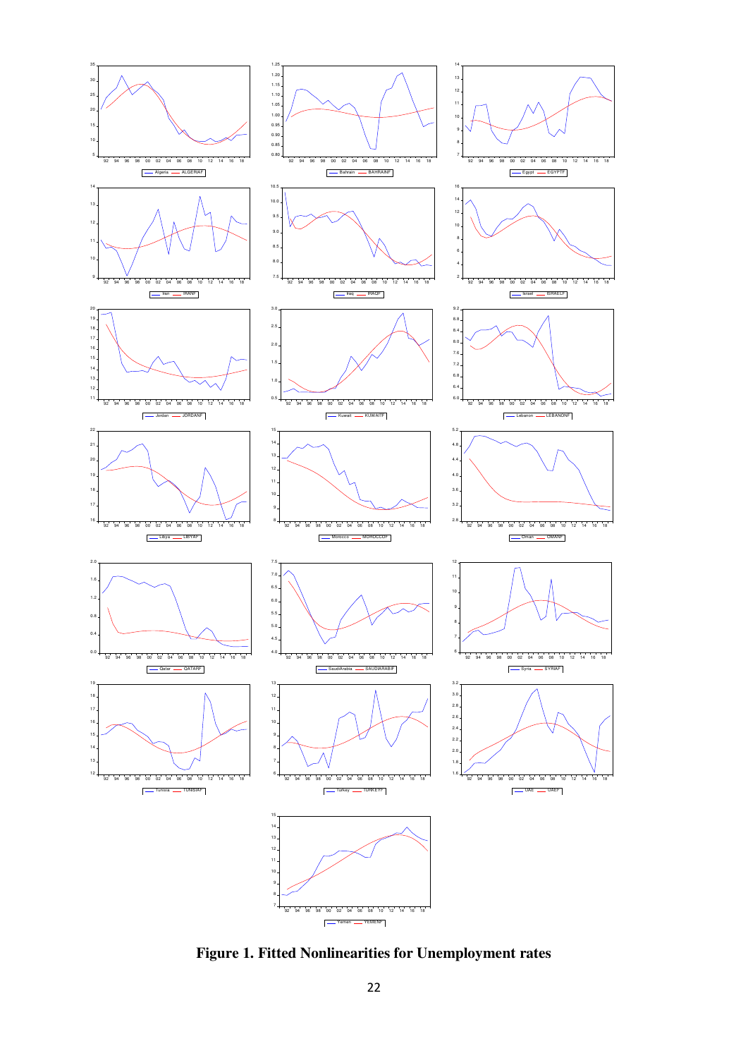**Figure 1. Fitted Nonlinearities for Unemployment rates**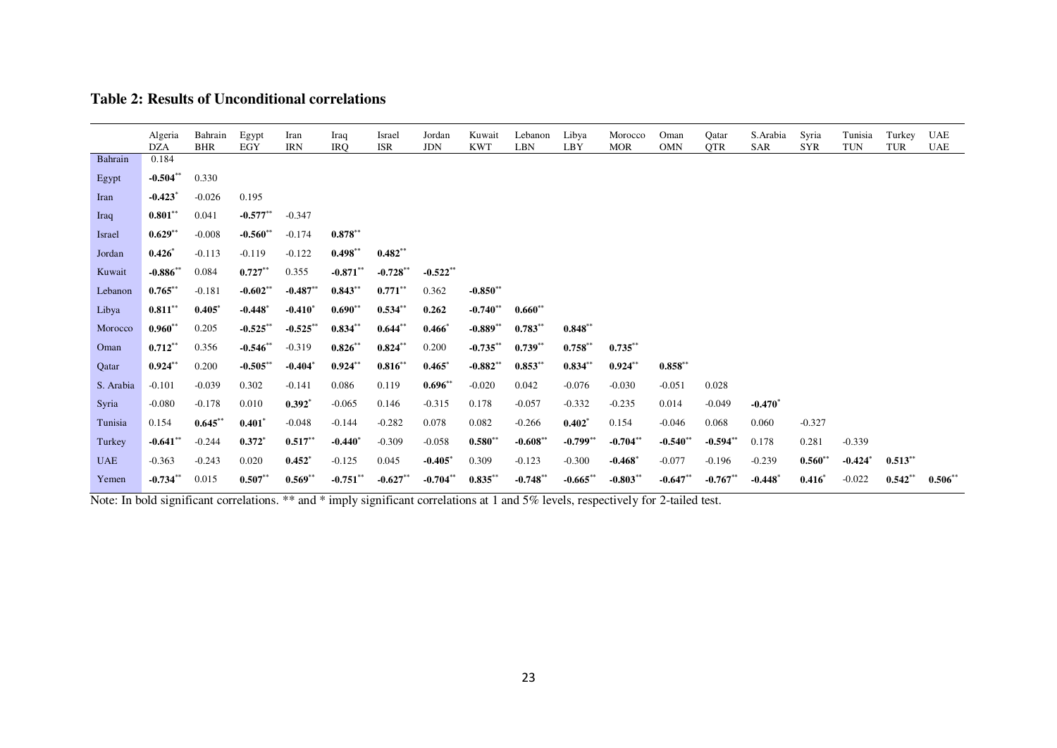**Table 2: Results of Unconditional correlations**

| | Algeria DZA | Bahrain BHR | Egypt EGY | Iran IRN | Iraq IRQ | Israel ISR | Jordan JDN | Kuwait KWT | Lebanon LBN | Libya LBY | Morocco MOR | Oman OMN | Qatar QTR | S.Arabia SAR | Syria SYR | Tunisia TUN | Turkey TUR | UAE UAE |
|---|---|---|---|---|---|---|---|---|---|---|---|---|---|---|---|---|---|---|
| Bahrain | 0.184 | | | | | | | | | | | | | | | | | |
| Egypt | **-0.504**** | 0.330 | | | | | | | | | | | | | | | | |
| Iran | **-0.423*** | -0.026 | 0.195 | | | | | | | | | | | | | | | |
| Iraq | **0.801**** | 0.041 | **-0.577**** | -0.347 | | | | | | | | | | | | | | |
| Israel | **0.629**** | -0.008 | **-0.560**** | -0.174 | **0.878**** | | | | | | | | | | | | | |
| Jordan | **0.426*** | -0.113 | -0.119 | -0.122 | **0.498**** | **0.482**** | | | | | | | | | | | | |
| Kuwait | **-0.886**** | 0.084 | **0.727**** | 0.355 | **-0.871**** | **-0.728**** | **-0.522**** | | | | | | | | | | | |
| Lebanon | **0.765**** | -0.181 | **-0.602**** | **-0.487**** | **0.843**** | **0.771**** | 0.362 | **-0.850**** | | | | | | | | | | |
| Libya | **0.811**** | **0.405*** | **-0.448*** | **-0.410*** | **0.690**** | **0.534**** | **0.262** | **-0.740**** | **0.660**** | | | | | | | | | |
| Morocco | **0.960**** | 0.205 | **-0.525**** | **-0.525**** | **0.834**** | **0.644**** | **0.466*** | **-0.889**** | **0.783**** | **0.848**** | | | | | | | | |
| Oman | **0.712**** | 0.356 | **-0.546**** | -0.319 | **0.826**** | **0.824**** | 0.200 | **-0.735**** | **0.739**** | **0.758**** | **0.735**** | | | | | | | |
| Qatar | **0.924**** | 0.200 | **-0.505**** | **-0.404*** | **0.924**** | **0.816**** | **0.465*** | **-0.882**** | **0.853**** | **0.834**** | **0.924**** | **0.858**** | | | | | | |
| S. Arabia | -0.101 | -0.039 | 0.302 | -0.141 | 0.086 | 0.119 | **0.696**** | -0.020 | 0.042 | -0.076 | -0.030 | -0.051 | 0.028 | | | | | |
| Syria | -0.080 | -0.178 | 0.010 | **0.392*** | -0.065 | 0.146 | -0.315 | 0.178 | -0.057 | -0.332 | -0.235 | 0.014 | -0.049 | **-0.470*** | | | | |
| Tunisia | 0.154 | **0.645**** | **0.401*** | -0.048 | -0.144 | -0.282 | 0.078 | 0.082 | -0.266 | **0.402*** | 0.154 | -0.046 | 0.068 | 0.060 | -0.327 | | | |
| Turkey | **-0.641**** | -0.244 | **0.372*** | **0.517**** | **-0.440*** | -0.309 | -0.058 | **0.580**** | **-0.608**** | **-0.799**** | **-0.704**** | **-0.540**** | **-0.594**** | 0.178 | 0.281 | -0.339 | | |
| UAE | -0.363 | -0.243 | 0.020 | **0.452*** | -0.125 | 0.045 | **-0.405*** | 0.309 | -0.123 | -0.300 | **-0.468*** | -0.077 | -0.196 | -0.239 | **0.560**** | **-0.424*** | **0.513**** | |
| Yemen | **-0.734**** | 0.015 | **0.507**** | **0.569**** | **-0.751**** | **-0.627**** | **-0.704**** | **0.835**** | **-0.748**** | **-0.665**** | **-0.803**** | **-0.647**** | **-0.767**** | **-0.448*** | **0.416*** | -0.022 | **0.542**** | **0.506**** |

Note: In bold significant correlations. ** and * imply significant correlations at 1 and 5% levels, respectively for 2-tailed test.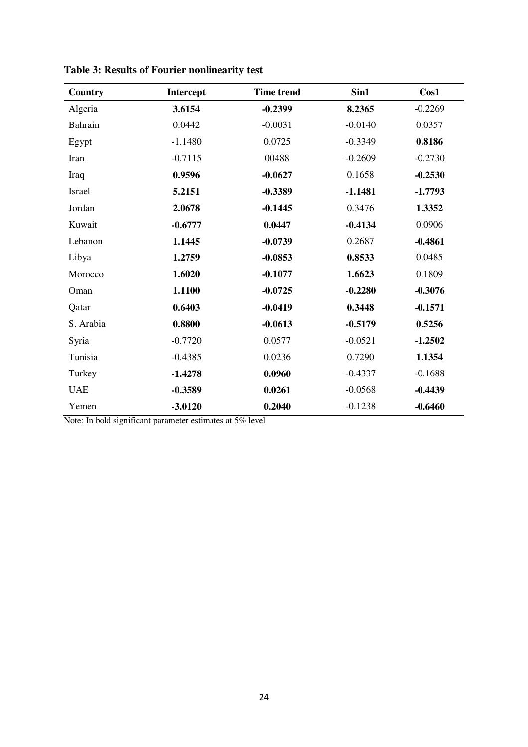**Table 3: Results of Fourier nonlinearity test**

| Country | Intercept | Time trend | Sin1 | Cos1 |
|---|---|---|---|---|
| Algeria | **3.6154** | **-0.2399** | **8.2365** | -0.2269 |
| Bahrain | 0.0442 | -0.0031 | -0.0140 | 0.0357 |
| Egypt | -1.1480 | 0.0725 | -0.3349 | **0.8186** |
| Iran | -0.7115 | 00488 | -0.2609 | -0.2730 |
| Iraq | **0.9596** | **-0.0627** | 0.1658 | **-0.2530** |
| Israel | **5.2151** | **-0.3389** | **-1.1481** | **-1.7793** |
| Jordan | **2.0678** | **-0.1445** | 0.3476 | **1.3352** |
| Kuwait | **-0.6777** | **0.0447** | **-0.4134** | 0.0906 |
| Lebanon | **1.1445** | **-0.0739** | 0.2687 | **-0.4861** |
| Libya | **1.2759** | **-0.0853** | **0.8533** | 0.0485 |
| Morocco | **1.6020** | **-0.1077** | **1.6623** | 0.1809 |
| Oman | **1.1100** | **-0.0725** | **-0.2280** | **-0.3076** |
| Qatar | **0.6403** | **-0.0419** | **0.3448** | **-0.1571** |
| S. Arabia | **0.8800** | **-0.0613** | **-0.5179** | **0.5256** |
| Syria | -0.7720 | 0.0577 | -0.0521 | **-1.2502** |
| Tunisia | -0.4385 | 0.0236 | 0.7290 | **1.1354** |
| Turkey | **-1.4278** | **0.0960** | -0.4337 | -0.1688 |
| UAE | **-0.3589** | **0.0261** | -0.0568 | **-0.4439** |
| Yemen | **-3.0120** | **0.2040** | -0.1238 | **-0.6460** |

Note: In bold significant parameter estimates at 5% level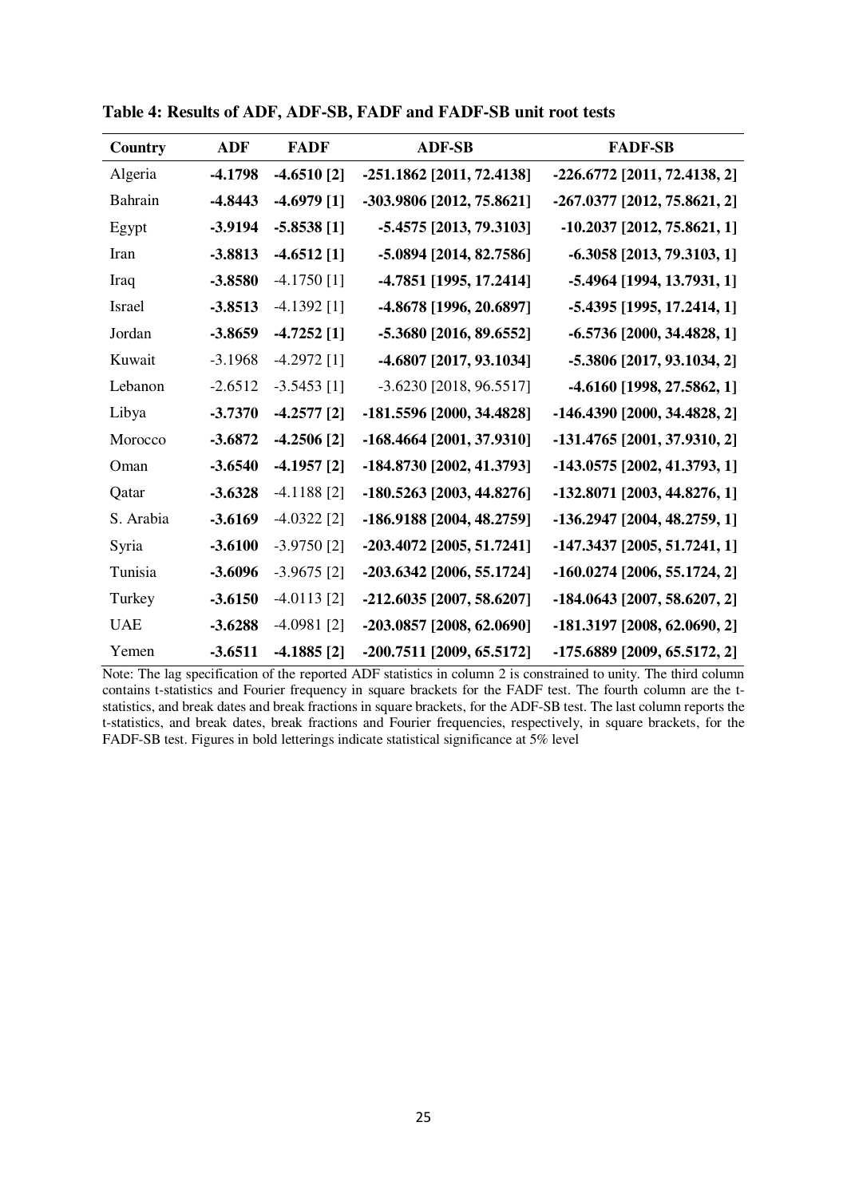**Table 4: Results of ADF, ADF-SB, FADF and FADF-SB unit root tests**

| Country | ADF | FADF | ADF-SB | FADF-SB |
|---|---|---|---|---|
| Algeria | **-4.1798** | **-4.6510 [2]** | **-251.1862 [2011, 72.4138]** | **-226.6772 [2011, 72.4138, 2]** |
| Bahrain | **-4.8443** | **-4.6979 [1]** | **-303.9806 [2012, 75.8621]** | **-267.0377 [2012, 75.8621, 2]** |
| Egypt | **-3.9194** | **-5.8538 [1]** | **-5.4575 [2013, 79.3103]** | **-10.2037 [2012, 75.8621, 1]** |
| Iran | **-3.8813** | **-4.6512 [1]** | **-5.0894 [2014, 82.7586]** | **-6.3058 [2013, 79.3103, 1]** |
| Iraq | **-3.8580** | -4.1750 [1] | **-4.7851 [1995, 17.2414]** | **-5.4964 [1994, 13.7931, 1]** |
| Israel | **-3.8513** | -4.1392 [1] | **-4.8678 [1996, 20.6897]** | **-5.4395 [1995, 17.2414, 1]** |
| Jordan | **-3.8659** | **-4.7252 [1]** | **-5.3680 [2016, 89.6552]** | **-6.5736 [2000, 34.4828, 1]** |
| Kuwait | -3.1968 | -4.2972 [1] | **-4.6807 [2017, 93.1034]** | **-5.3806 [2017, 93.1034, 2]** |
| Lebanon | -2.6512 | -3.5453 [1] | -3.6230 [2018, 96.5517] | **-4.6160 [1998, 27.5862, 1]** |
| Libya | **-3.7370** | **-4.2577 [2]** | **-181.5596 [2000, 34.4828]** | **-146.4390 [2000, 34.4828, 2]** |
| Morocco | **-3.6872** | **-4.2506 [2]** | **-168.4664 [2001, 37.9310]** | **-131.4765 [2001, 37.9310, 2]** |
| Oman | **-3.6540** | **-4.1957 [2]** | **-184.8730 [2002, 41.3793]** | **-143.0575 [2002, 41.3793, 1]** |
| Qatar | **-3.6328** | -4.1188 [2] | **-180.5263 [2003, 44.8276]** | **-132.8071 [2003, 44.8276, 1]** |
| S. Arabia | **-3.6169** | -4.0322 [2] | **-186.9188 [2004, 48.2759]** | **-136.2947 [2004, 48.2759, 1]** |
| Syria | **-3.6100** | -3.9750 [2] | **-203.4072 [2005, 51.7241]** | **-147.3437 [2005, 51.7241, 1]** |
| Tunisia | **-3.6096** | -3.9675 [2] | **-203.6342 [2006, 55.1724]** | **-160.0274 [2006, 55.1724, 2]** |
| Turkey | **-3.6150** | -4.0113 [2] | **-212.6035 [2007, 58.6207]** | **-184.0643 [2007, 58.6207, 2]** |
| UAE | **-3.6288** | -4.0981 [2] | **-203.0857 [2008, 62.0690]** | **-181.3197 [2008, 62.0690, 2]** |
| Yemen | **-3.6511** | **-4.1885 [2]** | **-200.7511 [2009, 65.5172]** | **-175.6889 [2009, 65.5172, 2]** |

Note: The lag specification of the reported ADF statistics in column 2 is constrained to unity. The third column contains t-statistics and Fourier frequency in square brackets for the FADF test. The fourth column are the t-statistics, and break dates and break fractions in square brackets, for the ADF-SB test. The last column reports the t-statistics, and break dates, break fractions and Fourier frequencies, respectively, in square brackets, for the FADF-SB test. Figures in bold letterings indicate statistical significance at 5% level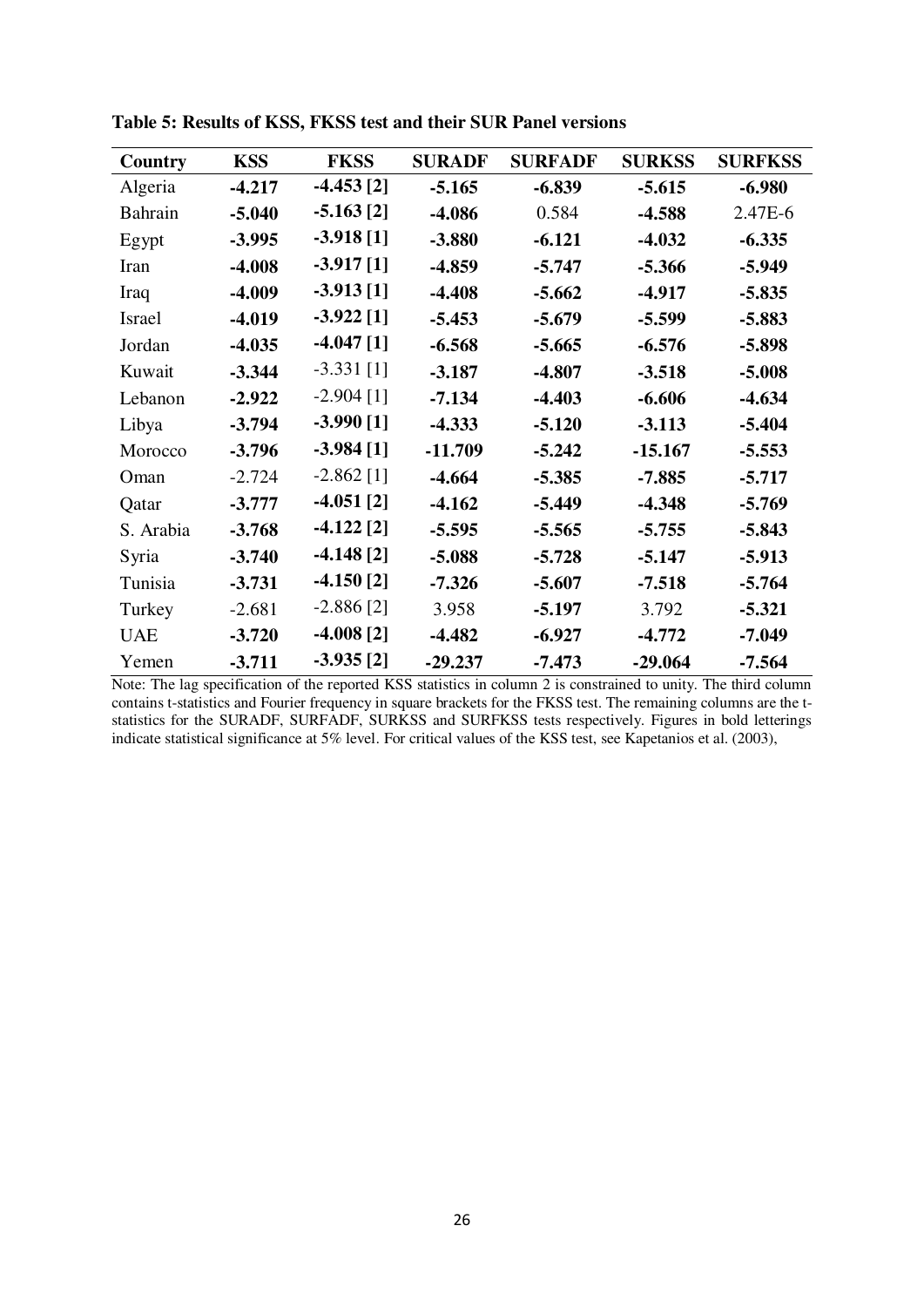**Table 5: Results of KSS, FKSS test and their SUR Panel versions**

| Country | KSS | FKSS | SURADF | SURFADF | SURKSS | SURFKSS |
|---|---|---|---|---|---|---|
| Algeria | **-4.217** | **-4.453 [2]** | **-5.165** | **-6.839** | **-5.615** | **-6.980** |
| Bahrain | **-5.040** | **-5.163 [2]** | **-4.086** | 0.584 | **-4.588** | 2.47E-6 |
| Egypt | **-3.995** | **-3.918 [1]** | **-3.880** | **-6.121** | **-4.032** | **-6.335** |
| Iran | **-4.008** | **-3.917 [1]** | **-4.859** | **-5.747** | **-5.366** | **-5.949** |
| Iraq | **-4.009** | **-3.913 [1]** | **-4.408** | **-5.662** | **-4.917** | **-5.835** |
| Israel | **-4.019** | **-3.922 [1]** | **-5.453** | **-5.679** | **-5.599** | **-5.883** |
| Jordan | **-4.035** | **-4.047 [1]** | **-6.568** | **-5.665** | **-6.576** | **-5.898** |
| Kuwait | **-3.344** | -3.331 [1] | **-3.187** | **-4.807** | **-3.518** | **-5.008** |
| Lebanon | **-2.922** | -2.904 [1] | **-7.134** | **-4.403** | **-6.606** | **-4.634** |
| Libya | **-3.794** | **-3.990 [1]** | **-4.333** | **-5.120** | **-3.113** | **-5.404** |
| Morocco | **-3.796** | **-3.984 [1]** | **-11.709** | **-5.242** | **-15.167** | **-5.553** |
| Oman | -2.724 | -2.862 [1] | **-4.664** | **-5.385** | **-7.885** | **-5.717** |
| Qatar | **-3.777** | **-4.051 [2]** | **-4.162** | **-5.449** | **-4.348** | **-5.769** |
| S. Arabia | **-3.768** | **-4.122 [2]** | **-5.595** | **-5.565** | **-5.755** | **-5.843** |
| Syria | **-3.740** | **-4.148 [2]** | **-5.088** | **-5.728** | **-5.147** | **-5.913** |
| Tunisia | **-3.731** | **-4.150 [2]** | **-7.326** | **-5.607** | **-7.518** | **-5.764** |
| Turkey | -2.681 | -2.886 [2] | 3.958 | **-5.197** | 3.792 | **-5.321** |
| UAE | **-3.720** | **-4.008 [2]** | **-4.482** | **-6.927** | **-4.772** | **-7.049** |
| Yemen | **-3.711** | **-3.935 [2]** | **-29.237** | **-7.473** | **-29.064** | **-7.564** |

Note: The lag specification of the reported KSS statistics in column 2 is constrained to unity. The third column contains t-statistics and Fourier frequency in square brackets for the FKSS test. The remaining columns are the t-statistics for the SURADF, SURFADF, SURKSS and SURFKSS tests respectively. Figures in bold letterings indicate statistical significance at 5% level. For critical values of the KSS test, see Kapetanios et al. (2003),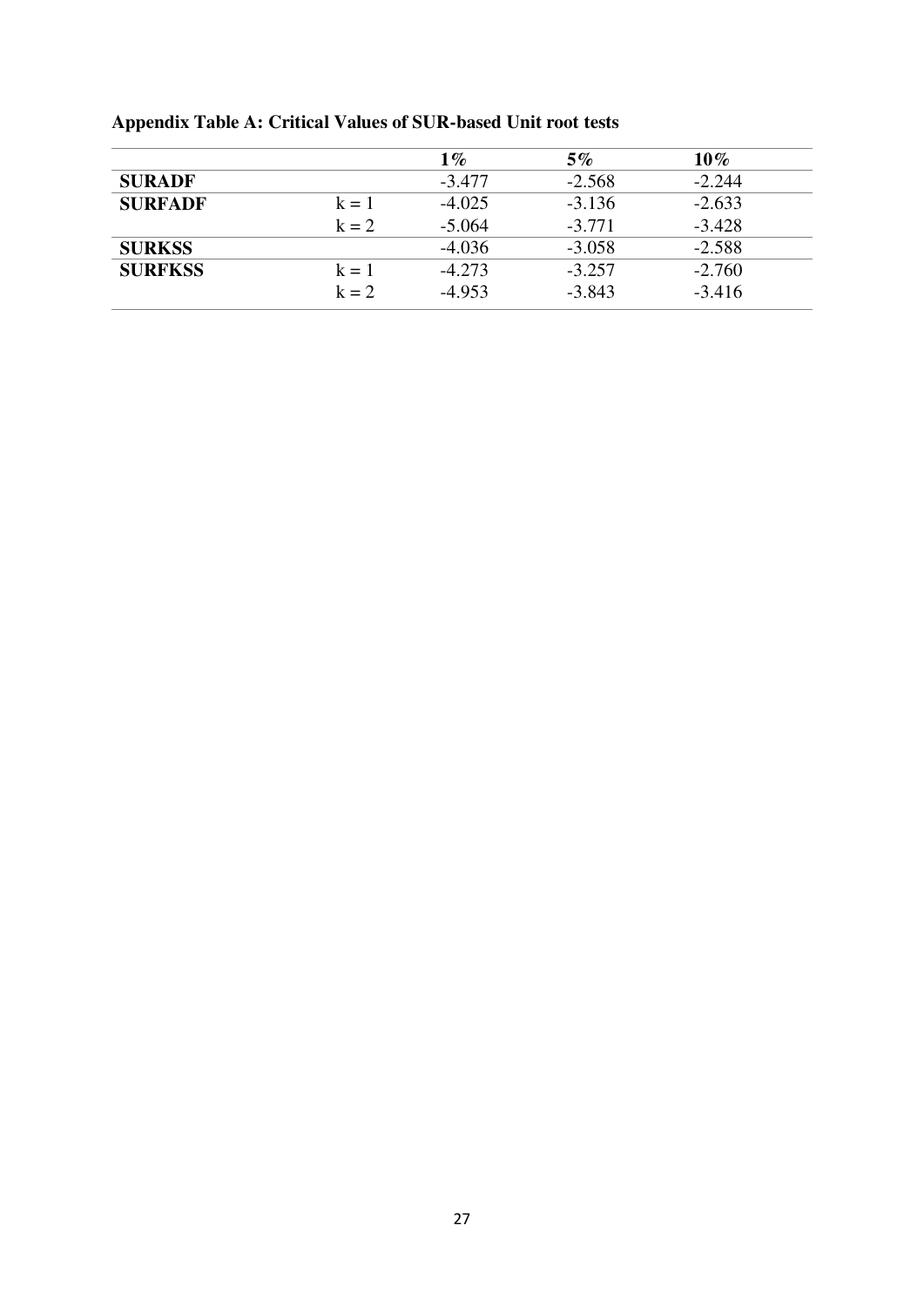**Appendix Table A: Critical Values of SUR-based Unit root tests**

| | | 1% | 5% | 10% |
|---|---|---|---|---|
| **SURADF** | | -3.477 | -2.568 | -2.244 |
| **SURFADF** | k = 1 | -4.025 | -3.136 | -2.633 |
| | k = 2 | -5.064 | -3.771 | -3.428 |
| **SURKSS** | | -4.036 | -3.058 | -2.588 |
| **SURFKSS** | k = 1 | -4.273 | -3.257 | -2.760 |
| | k = 2 | -4.953 | -3.843 | -3.416 |